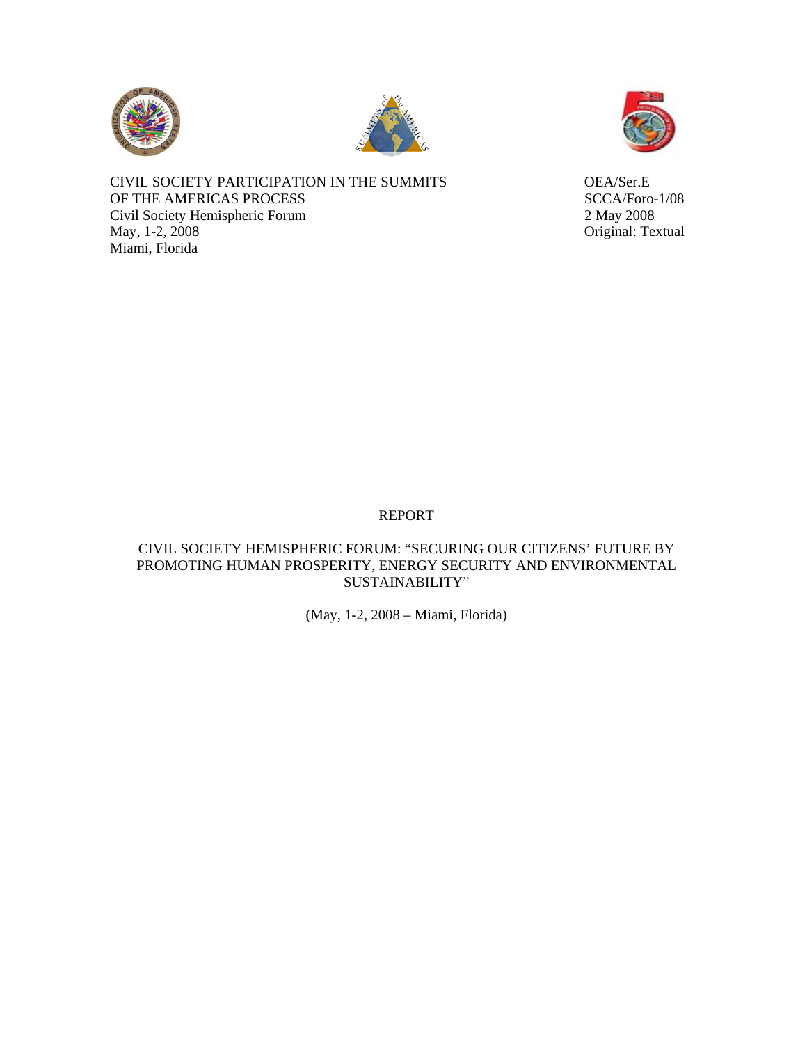CIVIL SOCIETY PARTICIPATION IN THE SUMMITS OF THE AMERICAS PROCESS
Civil Society Hemispheric Forum
May, 1-2, 2008
Miami, Florida

OEA/Ser.E
SCCA/Foro-1/08
2 May 2008
Original: Textual

# REPORT

## CIVIL SOCIETY HEMISPHERIC FORUM: "SECURING OUR CITIZENS' FUTURE BY PROMOTING HUMAN PROSPERITY, ENERGY SECURITY AND ENVIRONMENTAL SUSTAINABILITY"

(May, 1-2, 2008 – Miami, Florida)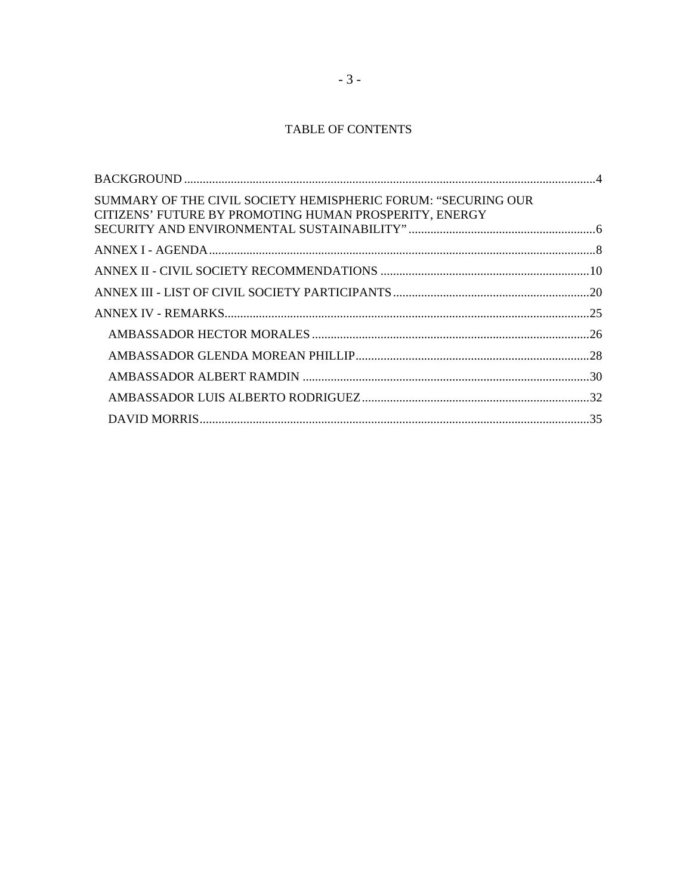# TABLE OF CONTENTS

BACKGROUND ....................................................................................................................................4

SUMMARY OF THE CIVIL SOCIETY HEMISPHERIC FORUM: "SECURING OUR CITIZENS' FUTURE BY PROMOTING HUMAN PROSPERITY, ENERGY SECURITY AND ENVIRONMENTAL SUSTAINABILITY" ............................................................6

ANNEX I - AGENDA ...........................................................................................................................8

ANNEX II - CIVIL SOCIETY RECOMMENDATIONS ...................................................................10

ANNEX III - LIST OF CIVIL SOCIETY PARTICIPANTS ..............................................................20

ANNEX IV - REMARKS .....................................................................................................................25

- AMBASSADOR HECTOR MORALES .........................................................................................26
- AMBASSADOR GLENDA MOREAN PHILLIP ...........................................................................28
- AMBASSADOR ALBERT RAMDIN ............................................................................................30
- AMBASSADOR LUIS ALBERTO RODRIGUEZ .........................................................................32
- DAVID MORRIS ............................................................................................................................35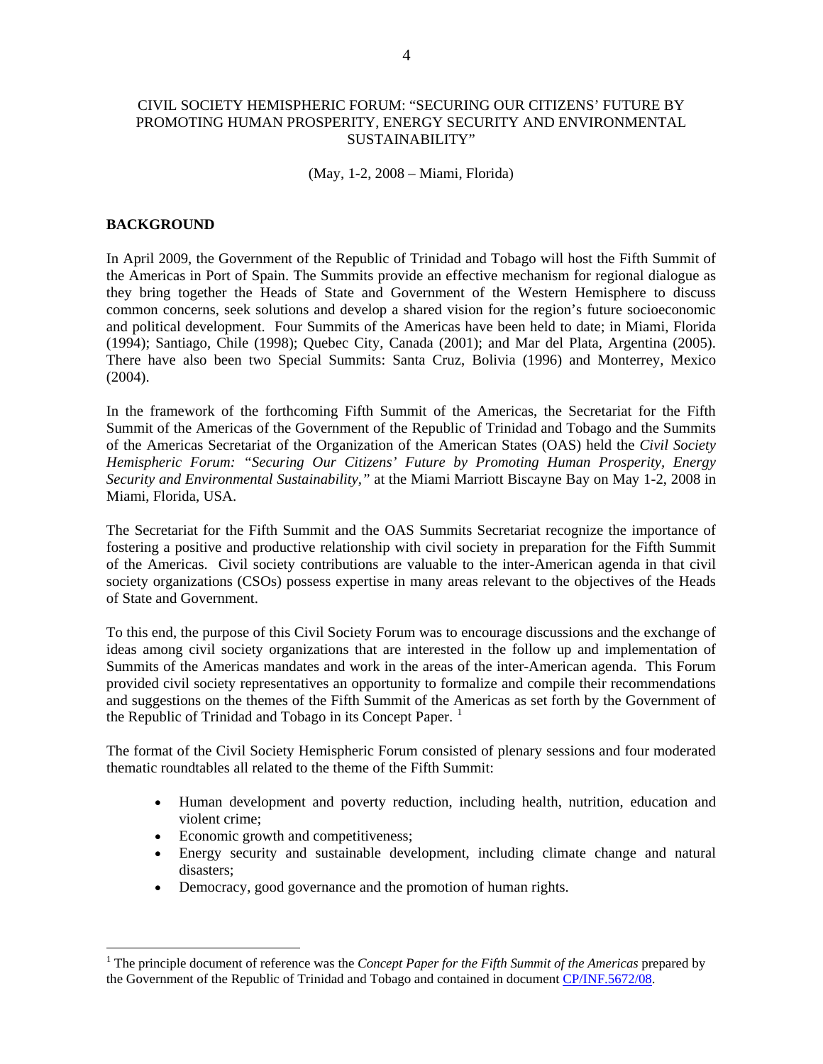CIVIL SOCIETY HEMISPHERIC FORUM: "SECURING OUR CITIZENS' FUTURE BY PROMOTING HUMAN PROSPERITY, ENERGY SECURITY AND ENVIRONMENTAL SUSTAINABILITY"

(May, 1-2, 2008 – Miami, Florida)

**BACKGROUND**

In April 2009, the Government of the Republic of Trinidad and Tobago will host the Fifth Summit of the Americas in Port of Spain. The Summits provide an effective mechanism for regional dialogue as they bring together the Heads of State and Government of the Western Hemisphere to discuss common concerns, seek solutions and develop a shared vision for the region's future socioeconomic and political development. Four Summits of the Americas have been held to date; in Miami, Florida (1994); Santiago, Chile (1998); Quebec City, Canada (2001); and Mar del Plata, Argentina (2005). There have also been two Special Summits: Santa Cruz, Bolivia (1996) and Monterrey, Mexico (2004).

In the framework of the forthcoming Fifth Summit of the Americas, the Secretariat for the Fifth Summit of the Americas of the Government of the Republic of Trinidad and Tobago and the Summits of the Americas Secretariat of the Organization of the American States (OAS) held the *Civil Society Hemispheric Forum: "Securing Our Citizens' Future by Promoting Human Prosperity, Energy Security and Environmental Sustainability,"* at the Miami Marriott Biscayne Bay on May 1-2, 2008 in Miami, Florida, USA.

The Secretariat for the Fifth Summit and the OAS Summits Secretariat recognize the importance of fostering a positive and productive relationship with civil society in preparation for the Fifth Summit of the Americas. Civil society contributions are valuable to the inter-American agenda in that civil society organizations (CSOs) possess expertise in many areas relevant to the objectives of the Heads of State and Government.

To this end, the purpose of this Civil Society Forum was to encourage discussions and the exchange of ideas among civil society organizations that are interested in the follow up and implementation of Summits of the Americas mandates and work in the areas of the inter-American agenda. This Forum provided civil society representatives an opportunity to formalize and compile their recommendations and suggestions on the themes of the Fifth Summit of the Americas as set forth by the Government of the Republic of Trinidad and Tobago in its Concept Paper. [1]

The format of the Civil Society Hemispheric Forum consisted of plenary sessions and four moderated thematic roundtables all related to the theme of the Fifth Summit:

- Human development and poverty reduction, including health, nutrition, education and violent crime;
- Economic growth and competitiveness;
- Energy security and sustainable development, including climate change and natural disasters;
- Democracy, good governance and the promotion of human rights.

---

[1] The principle document of reference was the *Concept Paper for the Fifth Summit of the Americas* prepared by the Government of the Republic of Trinidad and Tobago and contained in document CP/INF.5672/08.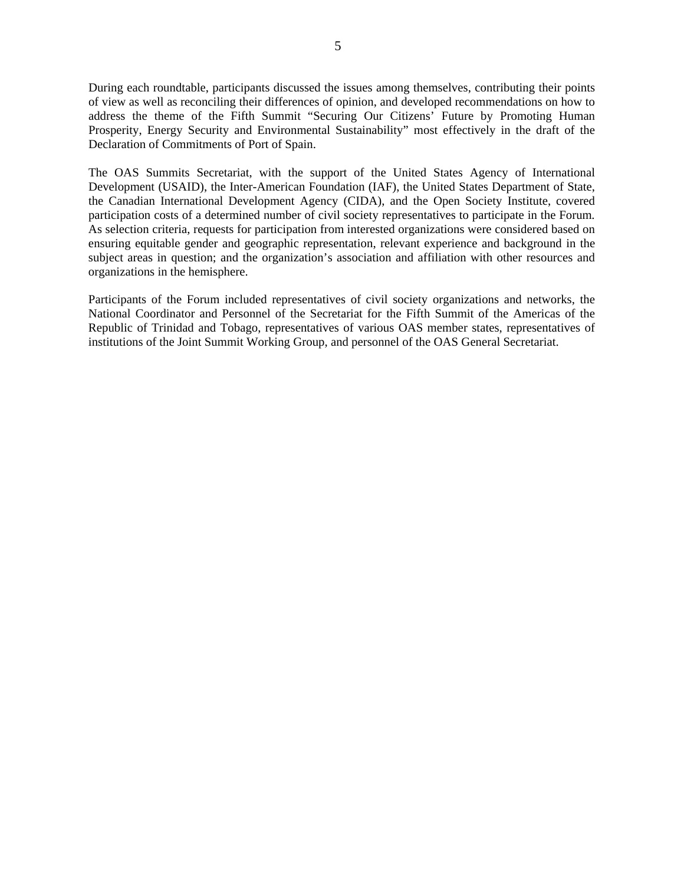During each roundtable, participants discussed the issues among themselves, contributing their points of view as well as reconciling their differences of opinion, and developed recommendations on how to address the theme of the Fifth Summit "Securing Our Citizens' Future by Promoting Human Prosperity, Energy Security and Environmental Sustainability" most effectively in the draft of the Declaration of Commitments of Port of Spain.

The OAS Summits Secretariat, with the support of the United States Agency of International Development (USAID), the Inter-American Foundation (IAF), the United States Department of State, the Canadian International Development Agency (CIDA), and the Open Society Institute, covered participation costs of a determined number of civil society representatives to participate in the Forum. As selection criteria, requests for participation from interested organizations were considered based on ensuring equitable gender and geographic representation, relevant experience and background in the subject areas in question; and the organization's association and affiliation with other resources and organizations in the hemisphere.

Participants of the Forum included representatives of civil society organizations and networks, the National Coordinator and Personnel of the Secretariat for the Fifth Summit of the Americas of the Republic of Trinidad and Tobago, representatives of various OAS member states, representatives of institutions of the Joint Summit Working Group, and personnel of the OAS General Secretariat.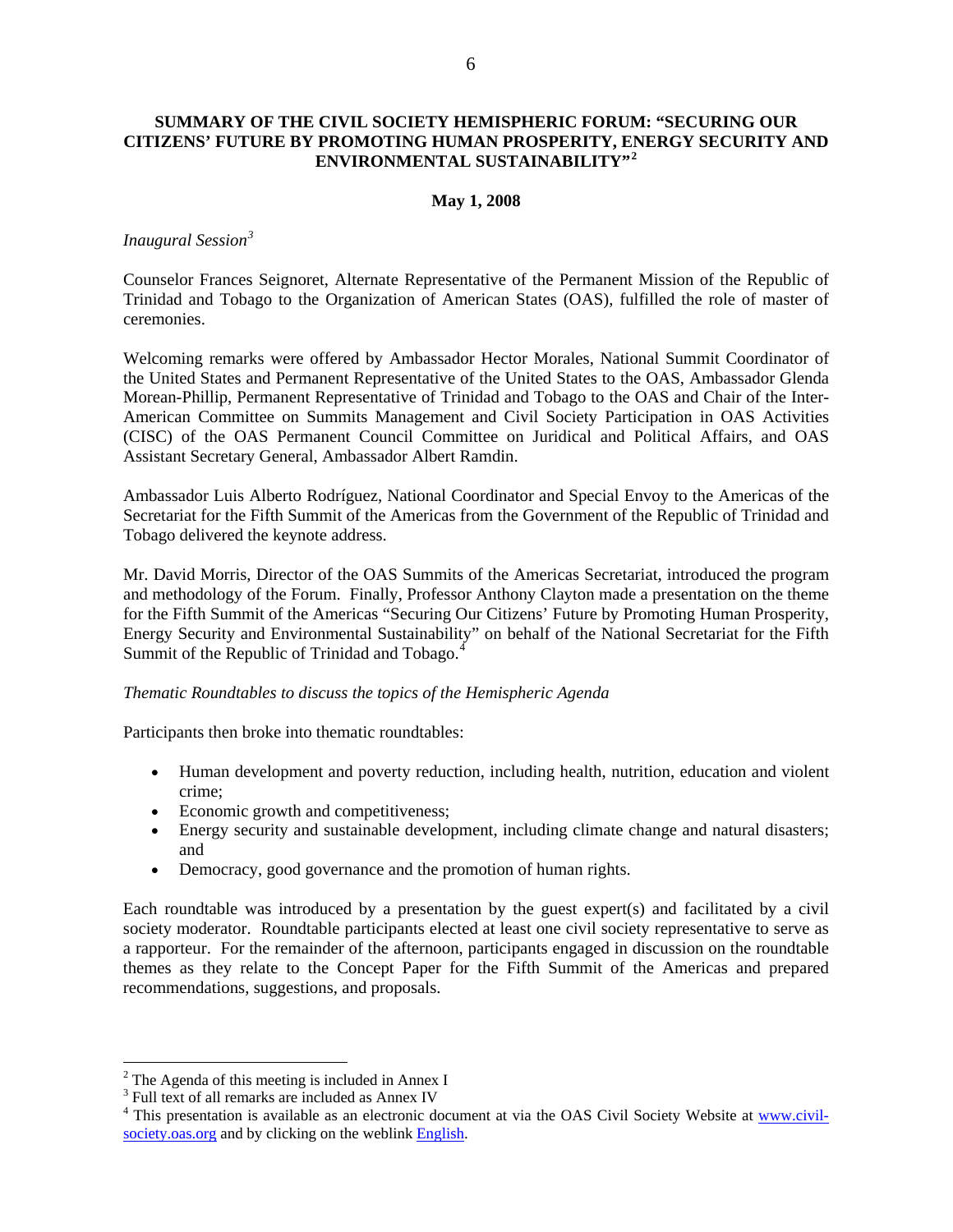## SUMMARY OF THE CIVIL SOCIETY HEMISPHERIC FORUM: "SECURING OUR CITIZENS' FUTURE BY PROMOTING HUMAN PROSPERITY, ENERGY SECURITY AND ENVIRONMENTAL SUSTAINABILITY"[2]

**May 1, 2008**

*Inaugural Session*[3]

Counselor Frances Seignoret, Alternate Representative of the Permanent Mission of the Republic of Trinidad and Tobago to the Organization of American States (OAS), fulfilled the role of master of ceremonies.

Welcoming remarks were offered by Ambassador Hector Morales, National Summit Coordinator of the United States and Permanent Representative of the United States to the OAS, Ambassador Glenda Morean-Phillip, Permanent Representative of Trinidad and Tobago to the OAS and Chair of the Inter-American Committee on Summits Management and Civil Society Participation in OAS Activities (CISC) of the OAS Permanent Council Committee on Juridical and Political Affairs, and OAS Assistant Secretary General, Ambassador Albert Ramdin.

Ambassador Luis Alberto Rodríguez, National Coordinator and Special Envoy to the Americas of the Secretariat for the Fifth Summit of the Americas from the Government of the Republic of Trinidad and Tobago delivered the keynote address.

Mr. David Morris, Director of the OAS Summits of the Americas Secretariat, introduced the program and methodology of the Forum. Finally, Professor Anthony Clayton made a presentation on the theme for the Fifth Summit of the Americas "Securing Our Citizens' Future by Promoting Human Prosperity, Energy Security and Environmental Sustainability" on behalf of the National Secretariat for the Fifth Summit of the Republic of Trinidad and Tobago.[4]

*Thematic Roundtables to discuss the topics of the Hemispheric Agenda*

Participants then broke into thematic roundtables:

- Human development and poverty reduction, including health, nutrition, education and violent crime;
- Economic growth and competitiveness;
- Energy security and sustainable development, including climate change and natural disasters; and
- Democracy, good governance and the promotion of human rights.

Each roundtable was introduced by a presentation by the guest expert(s) and facilitated by a civil society moderator. Roundtable participants elected at least one civil society representative to serve as a rapporteur. For the remainder of the afternoon, participants engaged in discussion on the roundtable themes as they relate to the Concept Paper for the Fifth Summit of the Americas and prepared recommendations, suggestions, and proposals.

---

[2] The Agenda of this meeting is included in Annex I

[3] Full text of all remarks are included as Annex IV

[4] This presentation is available as an electronic document at via the OAS Civil Society Website at www.civil-society.oas.org and by clicking on the weblink English.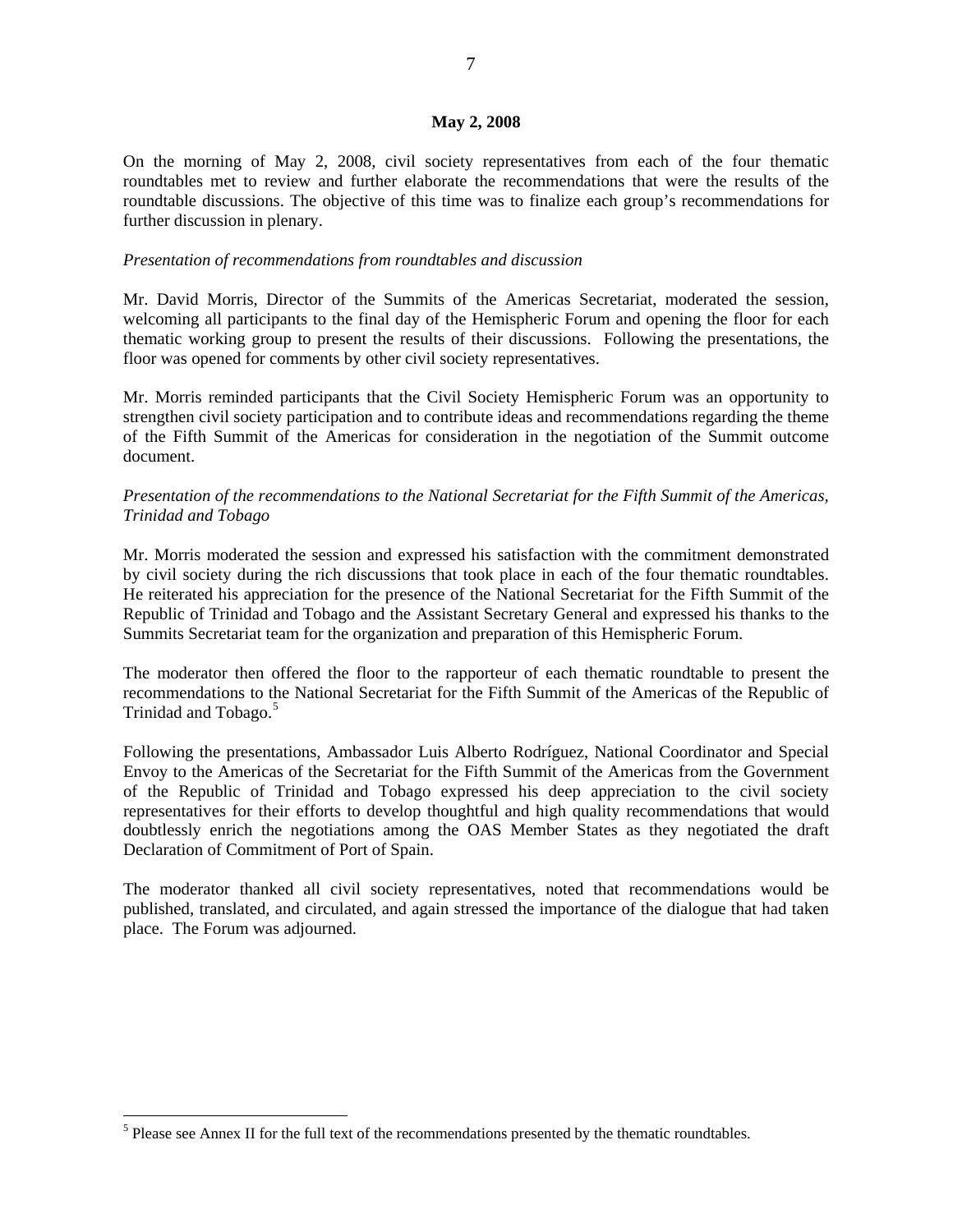**May 2, 2008**

On the morning of May 2, 2008, civil society representatives from each of the four thematic roundtables met to review and further elaborate the recommendations that were the results of the roundtable discussions. The objective of this time was to finalize each group's recommendations for further discussion in plenary.

*Presentation of recommendations from roundtables and discussion*

Mr. David Morris, Director of the Summits of the Americas Secretariat, moderated the session, welcoming all participants to the final day of the Hemispheric Forum and opening the floor for each thematic working group to present the results of their discussions. Following the presentations, the floor was opened for comments by other civil society representatives.

Mr. Morris reminded participants that the Civil Society Hemispheric Forum was an opportunity to strengthen civil society participation and to contribute ideas and recommendations regarding the theme of the Fifth Summit of the Americas for consideration in the negotiation of the Summit outcome document.

*Presentation of the recommendations to the National Secretariat for the Fifth Summit of the Americas, Trinidad and Tobago*

Mr. Morris moderated the session and expressed his satisfaction with the commitment demonstrated by civil society during the rich discussions that took place in each of the four thematic roundtables. He reiterated his appreciation for the presence of the National Secretariat for the Fifth Summit of the Republic of Trinidad and Tobago and the Assistant Secretary General and expressed his thanks to the Summits Secretariat team for the organization and preparation of this Hemispheric Forum.

The moderator then offered the floor to the rapporteur of each thematic roundtable to present the recommendations to the National Secretariat for the Fifth Summit of the Americas of the Republic of Trinidad and Tobago.[5]

Following the presentations, Ambassador Luis Alberto Rodríguez, National Coordinator and Special Envoy to the Americas of the Secretariat for the Fifth Summit of the Americas from the Government of the Republic of Trinidad and Tobago expressed his deep appreciation to the civil society representatives for their efforts to develop thoughtful and high quality recommendations that would doubtlessly enrich the negotiations among the OAS Member States as they negotiated the draft Declaration of Commitment of Port of Spain.

The moderator thanked all civil society representatives, noted that recommendations would be published, translated, and circulated, and again stressed the importance of the dialogue that had taken place. The Forum was adjourned.

---

[5] Please see Annex II for the full text of the recommendations presented by the thematic roundtables.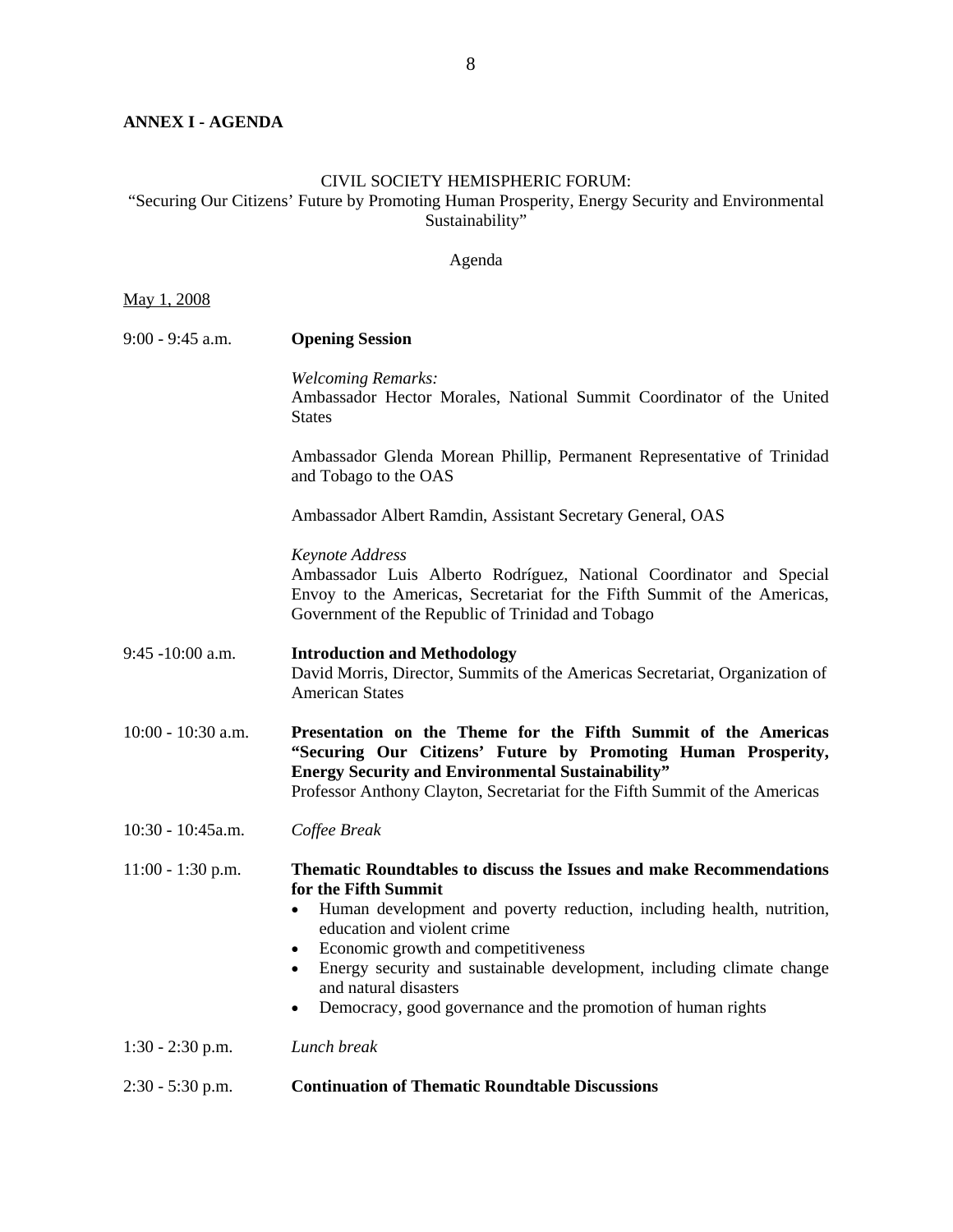**ANNEX I - AGENDA**

CIVIL SOCIETY HEMISPHERIC FORUM:
"Securing Our Citizens' Future by Promoting Human Prosperity, Energy Security and Environmental Sustainability"

Agenda

May 1, 2008

| | |
|---|---|
| 9:00 - 9:45 a.m. | **Opening Session**<br><br>*Welcoming Remarks:*<br>Ambassador Hector Morales, National Summit Coordinator of the United States<br><br>Ambassador Glenda Morean Phillip, Permanent Representative of Trinidad and Tobago to the OAS<br><br>Ambassador Albert Ramdin, Assistant Secretary General, OAS<br><br>*Keynote Address*<br>Ambassador Luis Alberto Rodríguez, National Coordinator and Special Envoy to the Americas, Secretariat for the Fifth Summit of the Americas, Government of the Republic of Trinidad and Tobago |
| 9:45 -10:00 a.m. | **Introduction and Methodology**<br>David Morris, Director, Summits of the Americas Secretariat, Organization of American States |
| 10:00 - 10:30 a.m. | **Presentation on the Theme for the Fifth Summit of the Americas "Securing Our Citizens' Future by Promoting Human Prosperity, Energy Security and Environmental Sustainability"**<br>Professor Anthony Clayton, Secretariat for the Fifth Summit of the Americas |
| 10:30 - 10:45a.m. | *Coffee Break* |
| 11:00 - 1:30 p.m. | **Thematic Roundtables to discuss the Issues and make Recommendations for the Fifth Summit**<br>• Human development and poverty reduction, including health, nutrition, education and violent crime<br>• Economic growth and competitiveness<br>• Energy security and sustainable development, including climate change and natural disasters<br>• Democracy, good governance and the promotion of human rights |
| 1:30 - 2:30 p.m. | *Lunch break* |
| 2:30 - 5:30 p.m. | **Continuation of Thematic Roundtable Discussions** |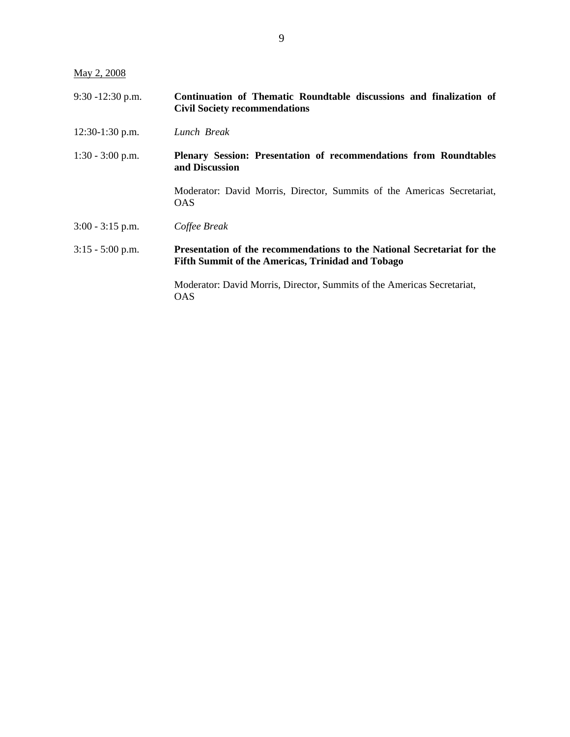<u>May 2, 2008</u>

| | |
|---|---|
| 9:30 -12:30 p.m. | **Continuation of Thematic Roundtable discussions and finalization of Civil Society recommendations** |
| 12:30-1:30 p.m. | *Lunch Break* |
| 1:30 - 3:00 p.m. | **Plenary Session: Presentation of recommendations from Roundtables and Discussion**<br><br>Moderator: David Morris, Director, Summits of the Americas Secretariat, OAS |
| 3:00 - 3:15 p.m. | *Coffee Break* |
| 3:15 - 5:00 p.m. | **Presentation of the recommendations to the National Secretariat for the Fifth Summit of the Americas, Trinidad and Tobago**<br><br>Moderator: David Morris, Director, Summits of the Americas Secretariat, OAS |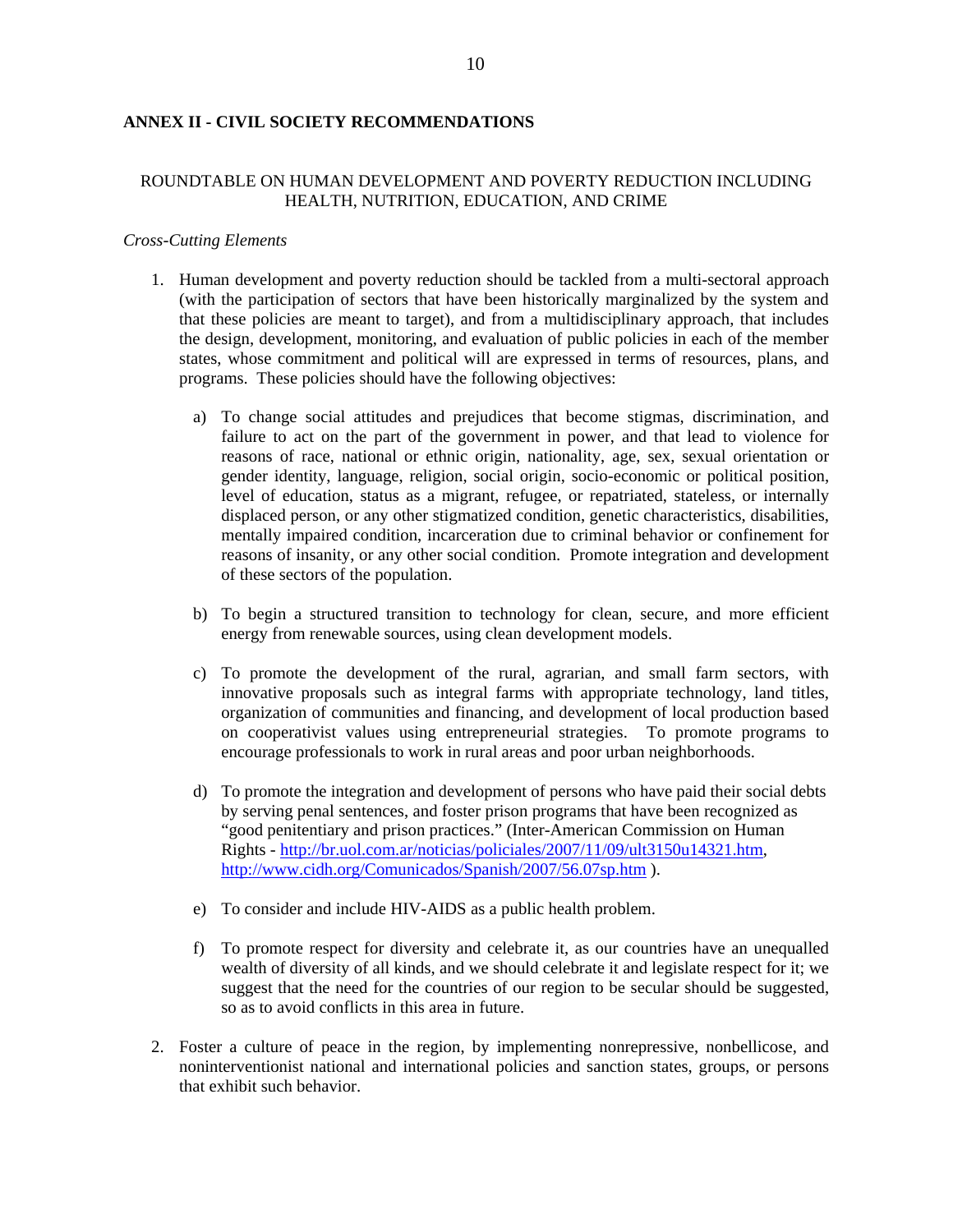## ANNEX II - CIVIL SOCIETY RECOMMENDATIONS

### ROUNDTABLE ON HUMAN DEVELOPMENT AND POVERTY REDUCTION INCLUDING HEALTH, NUTRITION, EDUCATION, AND CRIME

*Cross-Cutting Elements*

1. Human development and poverty reduction should be tackled from a multi-sectoral approach (with the participation of sectors that have been historically marginalized by the system and that these policies are meant to target), and from a multidisciplinary approach, that includes the design, development, monitoring, and evaluation of public policies in each of the member states, whose commitment and political will are expressed in terms of resources, plans, and programs. These policies should have the following objectives:

   a) To change social attitudes and prejudices that become stigmas, discrimination, and failure to act on the part of the government in power, and that lead to violence for reasons of race, national or ethnic origin, nationality, age, sex, sexual orientation or gender identity, language, religion, social origin, socio-economic or political position, level of education, status as a migrant, refugee, or repatriated, stateless, or internally displaced person, or any other stigmatized condition, genetic characteristics, disabilities, mentally impaired condition, incarceration due to criminal behavior or confinement for reasons of insanity, or any other social condition. Promote integration and development of these sectors of the population.

   b) To begin a structured transition to technology for clean, secure, and more efficient energy from renewable sources, using clean development models.

   c) To promote the development of the rural, agrarian, and small farm sectors, with innovative proposals such as integral farms with appropriate technology, land titles, organization of communities and financing, and development of local production based on cooperativist values using entrepreneurial strategies. To promote programs to encourage professionals to work in rural areas and poor urban neighborhoods.

   d) To promote the integration and development of persons who have paid their social debts by serving penal sentences, and foster prison programs that have been recognized as "good penitentiary and prison practices." (Inter-American Commission on Human Rights - http://br.uol.com.ar/noticias/policiales/2007/11/09/ult3150u14321.htm, http://www.cidh.org/Comunicados/Spanish/2007/56.07sp.htm ).

   e) To consider and include HIV-AIDS as a public health problem.

   f) To promote respect for diversity and celebrate it, as our countries have an unequalled wealth of diversity of all kinds, and we should celebrate it and legislate respect for it; we suggest that the need for the countries of our region to be secular should be suggested, so as to avoid conflicts in this area in future.

2. Foster a culture of peace in the region, by implementing nonrepressive, nonbellicose, and noninterventionist national and international policies and sanction states, groups, or persons that exhibit such behavior.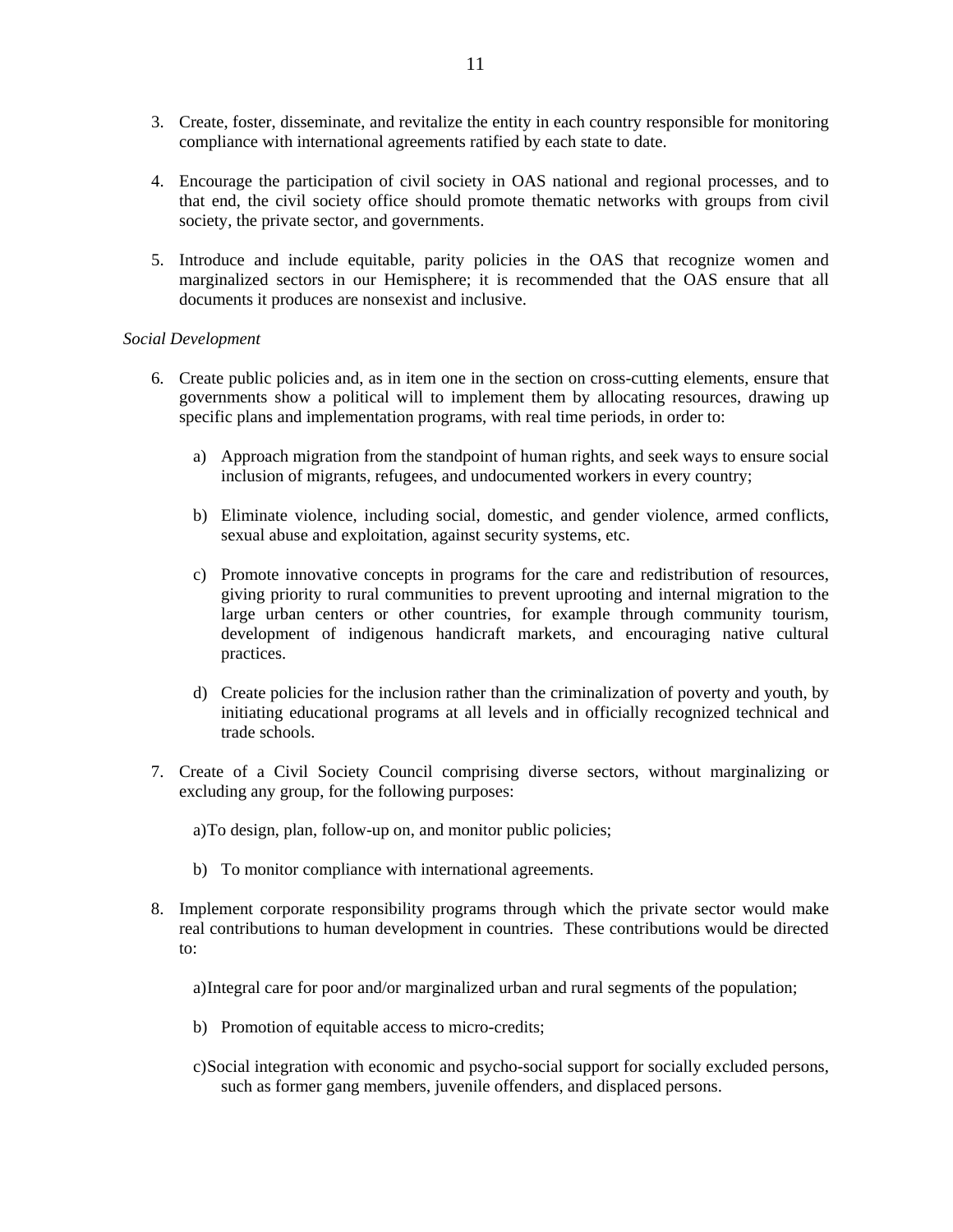3. Create, foster, disseminate, and revitalize the entity in each country responsible for monitoring compliance with international agreements ratified by each state to date.

4. Encourage the participation of civil society in OAS national and regional processes, and to that end, the civil society office should promote thematic networks with groups from civil society, the private sector, and governments.

5. Introduce and include equitable, parity policies in the OAS that recognize women and marginalized sectors in our Hemisphere; it is recommended that the OAS ensure that all documents it produces are nonsexist and inclusive.

*Social Development*

6. Create public policies and, as in item one in the section on cross-cutting elements, ensure that governments show a political will to implement them by allocating resources, drawing up specific plans and implementation programs, with real time periods, in order to:

   a) Approach migration from the standpoint of human rights, and seek ways to ensure social inclusion of migrants, refugees, and undocumented workers in every country;

   b) Eliminate violence, including social, domestic, and gender violence, armed conflicts, sexual abuse and exploitation, against security systems, etc.

   c) Promote innovative concepts in programs for the care and redistribution of resources, giving priority to rural communities to prevent uprooting and internal migration to the large urban centers or other countries, for example through community tourism, development of indigenous handicraft markets, and encouraging native cultural practices.

   d) Create policies for the inclusion rather than the criminalization of poverty and youth, by initiating educational programs at all levels and in officially recognized technical and trade schools.

7. Create of a Civil Society Council comprising diverse sectors, without marginalizing or excluding any group, for the following purposes:

   a) To design, plan, follow-up on, and monitor public policies;

   b) To monitor compliance with international agreements.

8. Implement corporate responsibility programs through which the private sector would make real contributions to human development in countries. These contributions would be directed to:

   a) Integral care for poor and/or marginalized urban and rural segments of the population;

   b) Promotion of equitable access to micro-credits;

   c) Social integration with economic and psycho-social support for socially excluded persons, such as former gang members, juvenile offenders, and displaced persons.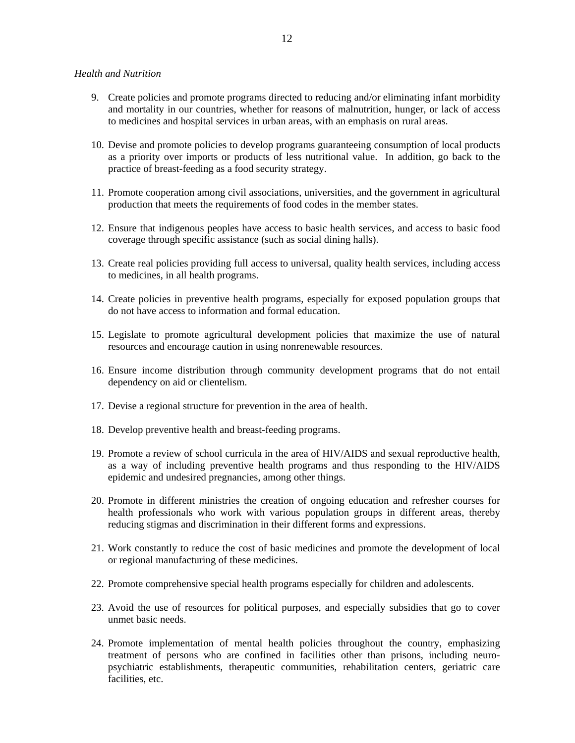*Health and Nutrition*

9. Create policies and promote programs directed to reducing and/or eliminating infant morbidity and mortality in our countries, whether for reasons of malnutrition, hunger, or lack of access to medicines and hospital services in urban areas, with an emphasis on rural areas.

10. Devise and promote policies to develop programs guaranteeing consumption of local products as a priority over imports or products of less nutritional value. In addition, go back to the practice of breast-feeding as a food security strategy.

11. Promote cooperation among civil associations, universities, and the government in agricultural production that meets the requirements of food codes in the member states.

12. Ensure that indigenous peoples have access to basic health services, and access to basic food coverage through specific assistance (such as social dining halls).

13. Create real policies providing full access to universal, quality health services, including access to medicines, in all health programs.

14. Create policies in preventive health programs, especially for exposed population groups that do not have access to information and formal education.

15. Legislate to promote agricultural development policies that maximize the use of natural resources and encourage caution in using nonrenewable resources.

16. Ensure income distribution through community development programs that do not entail dependency on aid or clientelism.

17. Devise a regional structure for prevention in the area of health.

18. Develop preventive health and breast-feeding programs.

19. Promote a review of school curricula in the area of HIV/AIDS and sexual reproductive health, as a way of including preventive health programs and thus responding to the HIV/AIDS epidemic and undesired pregnancies, among other things.

20. Promote in different ministries the creation of ongoing education and refresher courses for health professionals who work with various population groups in different areas, thereby reducing stigmas and discrimination in their different forms and expressions.

21. Work constantly to reduce the cost of basic medicines and promote the development of local or regional manufacturing of these medicines.

22. Promote comprehensive special health programs especially for children and adolescents.

23. Avoid the use of resources for political purposes, and especially subsidies that go to cover unmet basic needs.

24. Promote implementation of mental health policies throughout the country, emphasizing treatment of persons who are confined in facilities other than prisons, including neuro-psychiatric establishments, therapeutic communities, rehabilitation centers, geriatric care facilities, etc.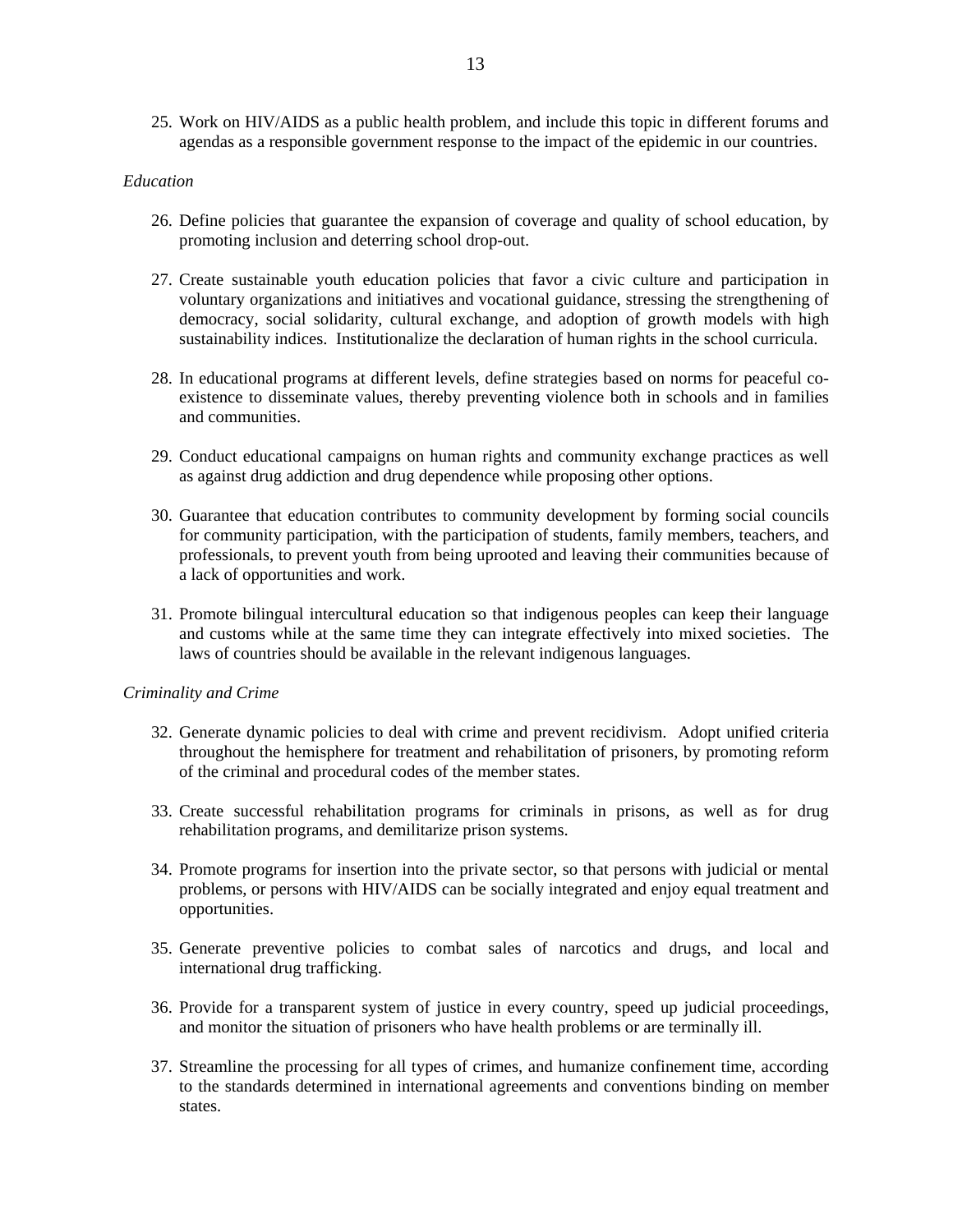25. Work on HIV/AIDS as a public health problem, and include this topic in different forums and agendas as a responsible government response to the impact of the epidemic in our countries.

*Education*

26. Define policies that guarantee the expansion of coverage and quality of school education, by promoting inclusion and deterring school drop-out.

27. Create sustainable youth education policies that favor a civic culture and participation in voluntary organizations and initiatives and vocational guidance, stressing the strengthening of democracy, social solidarity, cultural exchange, and adoption of growth models with high sustainability indices. Institutionalize the declaration of human rights in the school curricula.

28. In educational programs at different levels, define strategies based on norms for peaceful co-existence to disseminate values, thereby preventing violence both in schools and in families and communities.

29. Conduct educational campaigns on human rights and community exchange practices as well as against drug addiction and drug dependence while proposing other options.

30. Guarantee that education contributes to community development by forming social councils for community participation, with the participation of students, family members, teachers, and professionals, to prevent youth from being uprooted and leaving their communities because of a lack of opportunities and work.

31. Promote bilingual intercultural education so that indigenous peoples can keep their language and customs while at the same time they can integrate effectively into mixed societies. The laws of countries should be available in the relevant indigenous languages.

*Criminality and Crime*

32. Generate dynamic policies to deal with crime and prevent recidivism. Adopt unified criteria throughout the hemisphere for treatment and rehabilitation of prisoners, by promoting reform of the criminal and procedural codes of the member states.

33. Create successful rehabilitation programs for criminals in prisons, as well as for drug rehabilitation programs, and demilitarize prison systems.

34. Promote programs for insertion into the private sector, so that persons with judicial or mental problems, or persons with HIV/AIDS can be socially integrated and enjoy equal treatment and opportunities.

35. Generate preventive policies to combat sales of narcotics and drugs, and local and international drug trafficking.

36. Provide for a transparent system of justice in every country, speed up judicial proceedings, and monitor the situation of prisoners who have health problems or are terminally ill.

37. Streamline the processing for all types of crimes, and humanize confinement time, according to the standards determined in international agreements and conventions binding on member states.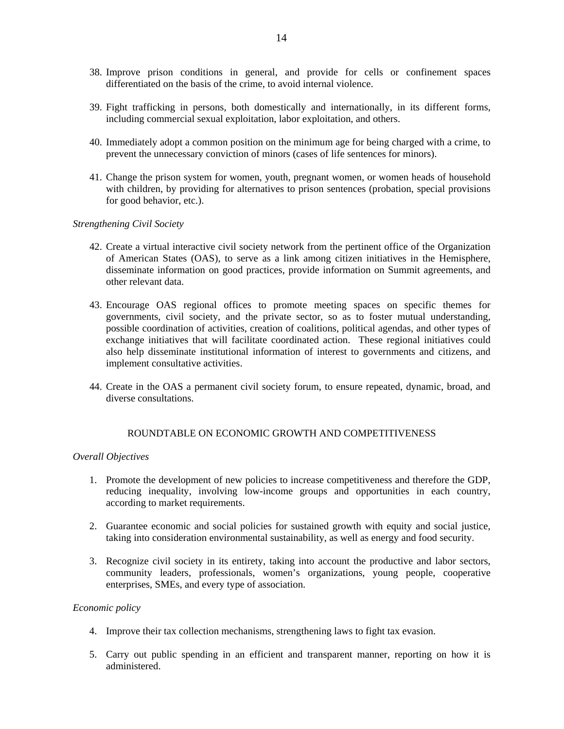38. Improve prison conditions in general, and provide for cells or confinement spaces differentiated on the basis of the crime, to avoid internal violence.

39. Fight trafficking in persons, both domestically and internationally, in its different forms, including commercial sexual exploitation, labor exploitation, and others.

40. Immediately adopt a common position on the minimum age for being charged with a crime, to prevent the unnecessary conviction of minors (cases of life sentences for minors).

41. Change the prison system for women, youth, pregnant women, or women heads of household with children, by providing for alternatives to prison sentences (probation, special provisions for good behavior, etc.).

*Strengthening Civil Society*

42. Create a virtual interactive civil society network from the pertinent office of the Organization of American States (OAS), to serve as a link among citizen initiatives in the Hemisphere, disseminate information on good practices, provide information on Summit agreements, and other relevant data.

43. Encourage OAS regional offices to promote meeting spaces on specific themes for governments, civil society, and the private sector, so as to foster mutual understanding, possible coordination of activities, creation of coalitions, political agendas, and other types of exchange initiatives that will facilitate coordinated action. These regional initiatives could also help disseminate institutional information of interest to governments and citizens, and implement consultative activities.

44. Create in the OAS a permanent civil society forum, to ensure repeated, dynamic, broad, and diverse consultations.

## ROUNDTABLE ON ECONOMIC GROWTH AND COMPETITIVENESS

*Overall Objectives*

1. Promote the development of new policies to increase competitiveness and therefore the GDP, reducing inequality, involving low-income groups and opportunities in each country, according to market requirements.

2. Guarantee economic and social policies for sustained growth with equity and social justice, taking into consideration environmental sustainability, as well as energy and food security.

3. Recognize civil society in its entirety, taking into account the productive and labor sectors, community leaders, professionals, women's organizations, young people, cooperative enterprises, SMEs, and every type of association.

*Economic policy*

4. Improve their tax collection mechanisms, strengthening laws to fight tax evasion.

5. Carry out public spending in an efficient and transparent manner, reporting on how it is administered.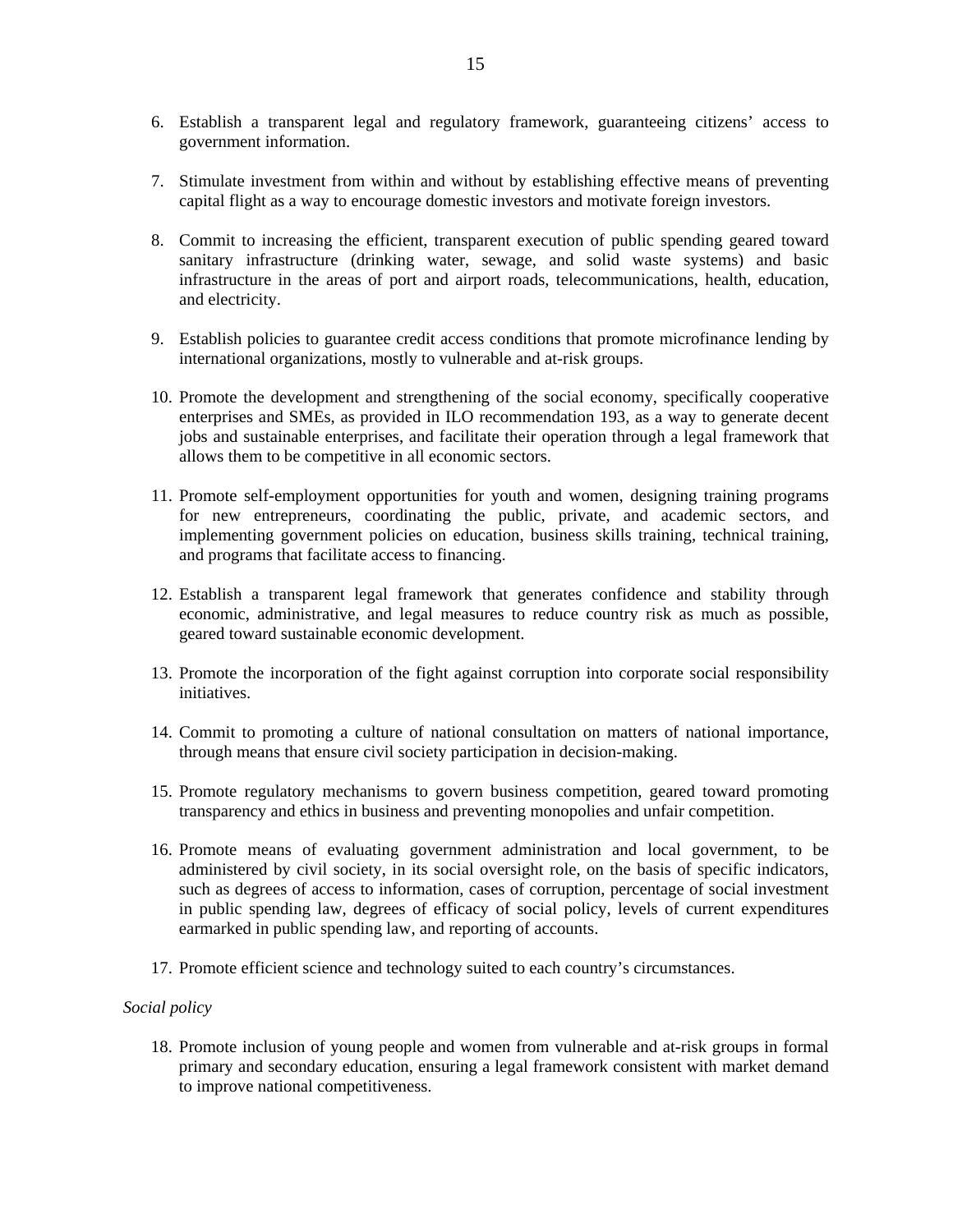6. Establish a transparent legal and regulatory framework, guaranteeing citizens' access to government information.

7. Stimulate investment from within and without by establishing effective means of preventing capital flight as a way to encourage domestic investors and motivate foreign investors.

8. Commit to increasing the efficient, transparent execution of public spending geared toward sanitary infrastructure (drinking water, sewage, and solid waste systems) and basic infrastructure in the areas of port and airport roads, telecommunications, health, education, and electricity.

9. Establish policies to guarantee credit access conditions that promote microfinance lending by international organizations, mostly to vulnerable and at-risk groups.

10. Promote the development and strengthening of the social economy, specifically cooperative enterprises and SMEs, as provided in ILO recommendation 193, as a way to generate decent jobs and sustainable enterprises, and facilitate their operation through a legal framework that allows them to be competitive in all economic sectors.

11. Promote self-employment opportunities for youth and women, designing training programs for new entrepreneurs, coordinating the public, private, and academic sectors, and implementing government policies on education, business skills training, technical training, and programs that facilitate access to financing.

12. Establish a transparent legal framework that generates confidence and stability through economic, administrative, and legal measures to reduce country risk as much as possible, geared toward sustainable economic development.

13. Promote the incorporation of the fight against corruption into corporate social responsibility initiatives.

14. Commit to promoting a culture of national consultation on matters of national importance, through means that ensure civil society participation in decision-making.

15. Promote regulatory mechanisms to govern business competition, geared toward promoting transparency and ethics in business and preventing monopolies and unfair competition.

16. Promote means of evaluating government administration and local government, to be administered by civil society, in its social oversight role, on the basis of specific indicators, such as degrees of access to information, cases of corruption, percentage of social investment in public spending law, degrees of efficacy of social policy, levels of current expenditures earmarked in public spending law, and reporting of accounts.

17. Promote efficient science and technology suited to each country's circumstances.

*Social policy*

18. Promote inclusion of young people and women from vulnerable and at-risk groups in formal primary and secondary education, ensuring a legal framework consistent with market demand to improve national competitiveness.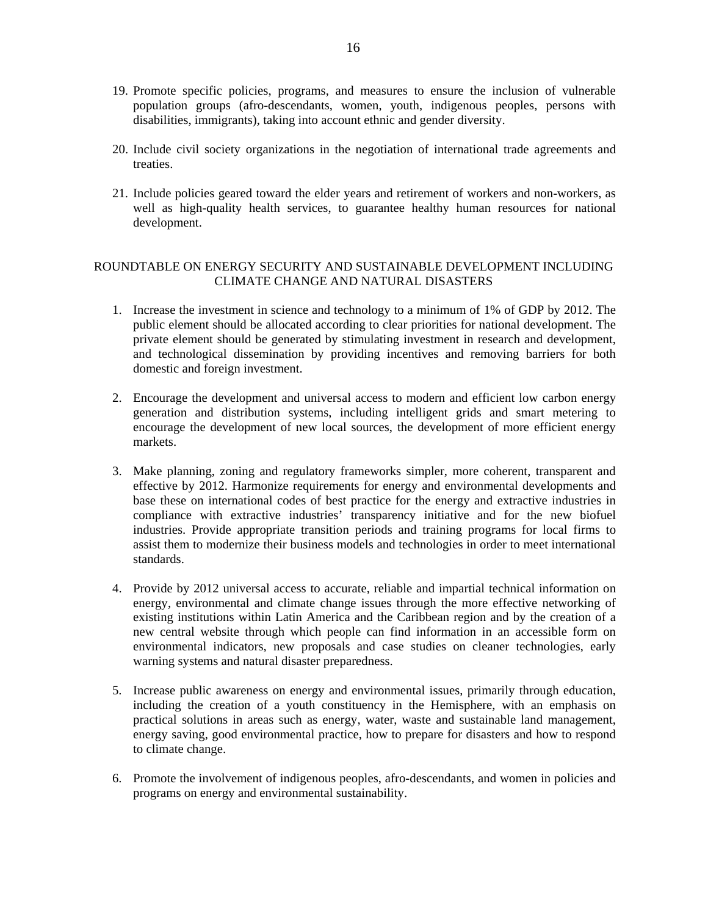19. Promote specific policies, programs, and measures to ensure the inclusion of vulnerable population groups (afro-descendants, women, youth, indigenous peoples, persons with disabilities, immigrants), taking into account ethnic and gender diversity.

20. Include civil society organizations in the negotiation of international trade agreements and treaties.

21. Include policies geared toward the elder years and retirement of workers and non-workers, as well as high-quality health services, to guarantee healthy human resources for national development.

## ROUNDTABLE ON ENERGY SECURITY AND SUSTAINABLE DEVELOPMENT INCLUDING CLIMATE CHANGE AND NATURAL DISASTERS

1. Increase the investment in science and technology to a minimum of 1% of GDP by 2012. The public element should be allocated according to clear priorities for national development. The private element should be generated by stimulating investment in research and development, and technological dissemination by providing incentives and removing barriers for both domestic and foreign investment.

2. Encourage the development and universal access to modern and efficient low carbon energy generation and distribution systems, including intelligent grids and smart metering to encourage the development of new local sources, the development of more efficient energy markets.

3. Make planning, zoning and regulatory frameworks simpler, more coherent, transparent and effective by 2012. Harmonize requirements for energy and environmental developments and base these on international codes of best practice for the energy and extractive industries in compliance with extractive industries' transparency initiative and for the new biofuel industries. Provide appropriate transition periods and training programs for local firms to assist them to modernize their business models and technologies in order to meet international standards.

4. Provide by 2012 universal access to accurate, reliable and impartial technical information on energy, environmental and climate change issues through the more effective networking of existing institutions within Latin America and the Caribbean region and by the creation of a new central website through which people can find information in an accessible form on environmental indicators, new proposals and case studies on cleaner technologies, early warning systems and natural disaster preparedness.

5. Increase public awareness on energy and environmental issues, primarily through education, including the creation of a youth constituency in the Hemisphere, with an emphasis on practical solutions in areas such as energy, water, waste and sustainable land management, energy saving, good environmental practice, how to prepare for disasters and how to respond to climate change.

6. Promote the involvement of indigenous peoples, afro-descendants, and women in policies and programs on energy and environmental sustainability.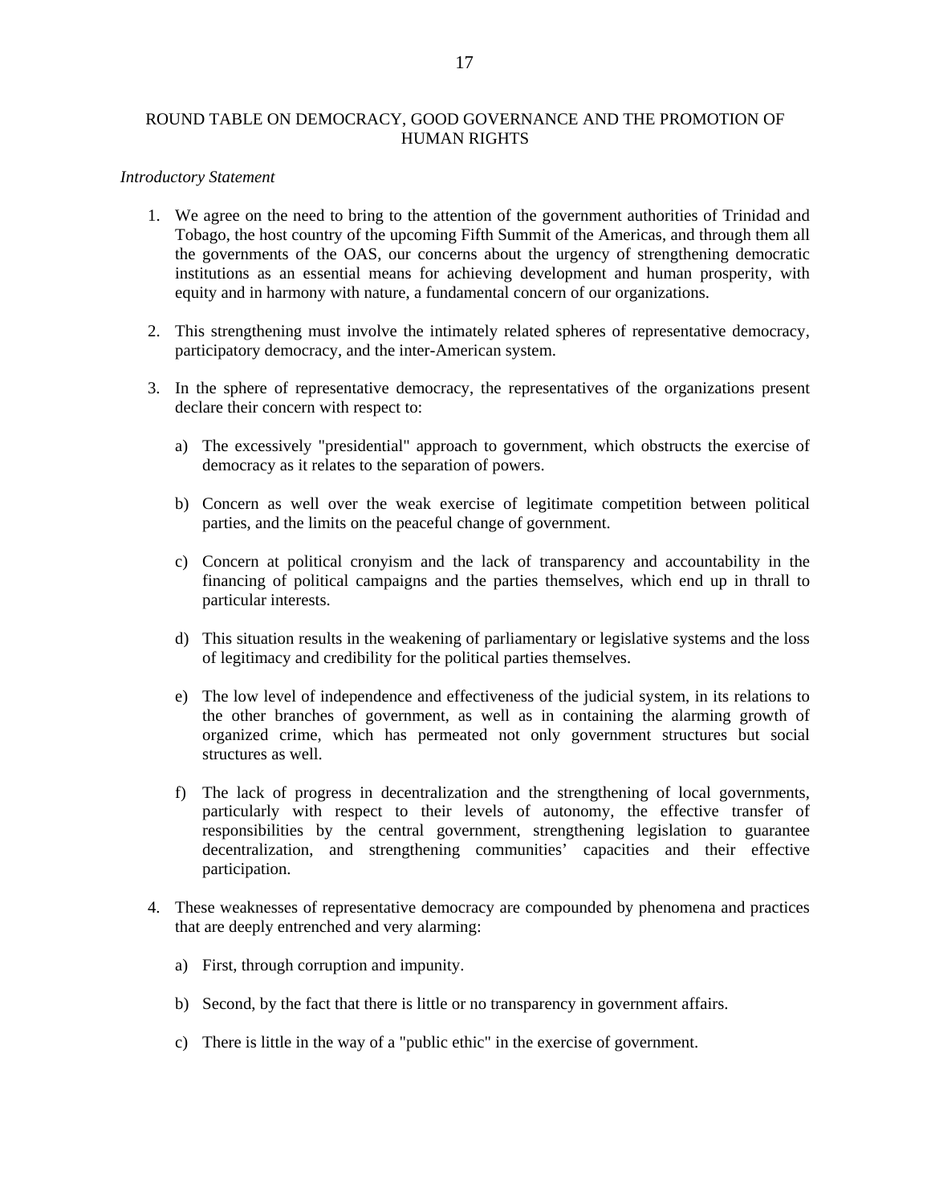## ROUND TABLE ON DEMOCRACY, GOOD GOVERNANCE AND THE PROMOTION OF HUMAN RIGHTS

*Introductory Statement*

1. We agree on the need to bring to the attention of the government authorities of Trinidad and Tobago, the host country of the upcoming Fifth Summit of the Americas, and through them all the governments of the OAS, our concerns about the urgency of strengthening democratic institutions as an essential means for achieving development and human prosperity, with equity and in harmony with nature, a fundamental concern of our organizations.

2. This strengthening must involve the intimately related spheres of representative democracy, participatory democracy, and the inter-American system.

3. In the sphere of representative democracy, the representatives of the organizations present declare their concern with respect to:

   a) The excessively "presidential" approach to government, which obstructs the exercise of democracy as it relates to the separation of powers.

   b) Concern as well over the weak exercise of legitimate competition between political parties, and the limits on the peaceful change of government.

   c) Concern at political cronyism and the lack of transparency and accountability in the financing of political campaigns and the parties themselves, which end up in thrall to particular interests.

   d) This situation results in the weakening of parliamentary or legislative systems and the loss of legitimacy and credibility for the political parties themselves.

   e) The low level of independence and effectiveness of the judicial system, in its relations to the other branches of government, as well as in containing the alarming growth of organized crime, which has permeated not only government structures but social structures as well.

   f) The lack of progress in decentralization and the strengthening of local governments, particularly with respect to their levels of autonomy, the effective transfer of responsibilities by the central government, strengthening legislation to guarantee decentralization, and strengthening communities' capacities and their effective participation.

4. These weaknesses of representative democracy are compounded by phenomena and practices that are deeply entrenched and very alarming:

   a) First, through corruption and impunity.

   b) Second, by the fact that there is little or no transparency in government affairs.

   c) There is little in the way of a "public ethic" in the exercise of government.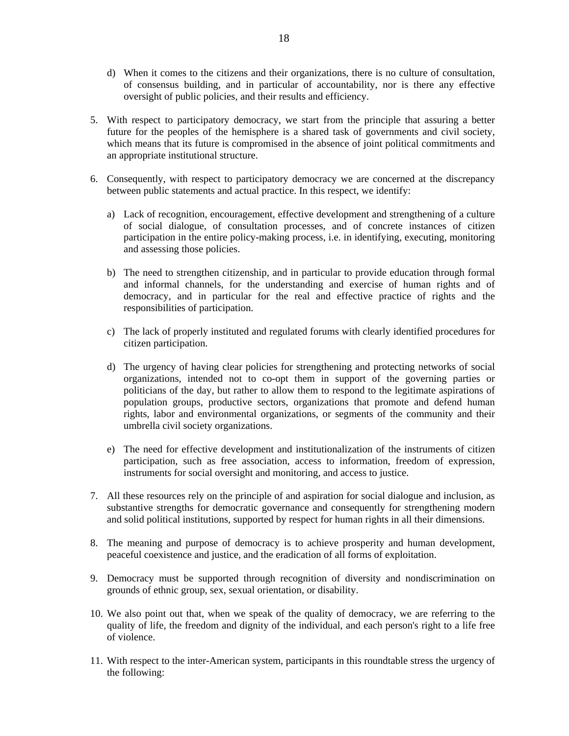d) When it comes to the citizens and their organizations, there is no culture of consultation, of consensus building, and in particular of accountability, nor is there any effective oversight of public policies, and their results and efficiency.

5. With respect to participatory democracy, we start from the principle that assuring a better future for the peoples of the hemisphere is a shared task of governments and civil society, which means that its future is compromised in the absence of joint political commitments and an appropriate institutional structure.

6. Consequently, with respect to participatory democracy we are concerned at the discrepancy between public statements and actual practice. In this respect, we identify:

   a) Lack of recognition, encouragement, effective development and strengthening of a culture of social dialogue, of consultation processes, and of concrete instances of citizen participation in the entire policy-making process, i.e. in identifying, executing, monitoring and assessing those policies.

   b) The need to strengthen citizenship, and in particular to provide education through formal and informal channels, for the understanding and exercise of human rights and of democracy, and in particular for the real and effective practice of rights and the responsibilities of participation.

   c) The lack of properly instituted and regulated forums with clearly identified procedures for citizen participation.

   d) The urgency of having clear policies for strengthening and protecting networks of social organizations, intended not to co-opt them in support of the governing parties or politicians of the day, but rather to allow them to respond to the legitimate aspirations of population groups, productive sectors, organizations that promote and defend human rights, labor and environmental organizations, or segments of the community and their umbrella civil society organizations.

   e) The need for effective development and institutionalization of the instruments of citizen participation, such as free association, access to information, freedom of expression, instruments for social oversight and monitoring, and access to justice.

7. All these resources rely on the principle of and aspiration for social dialogue and inclusion, as substantive strengths for democratic governance and consequently for strengthening modern and solid political institutions, supported by respect for human rights in all their dimensions.

8. The meaning and purpose of democracy is to achieve prosperity and human development, peaceful coexistence and justice, and the eradication of all forms of exploitation.

9. Democracy must be supported through recognition of diversity and nondiscrimination on grounds of ethnic group, sex, sexual orientation, or disability.

10. We also point out that, when we speak of the quality of democracy, we are referring to the quality of life, the freedom and dignity of the individual, and each person's right to a life free of violence.

11. With respect to the inter-American system, participants in this roundtable stress the urgency of the following: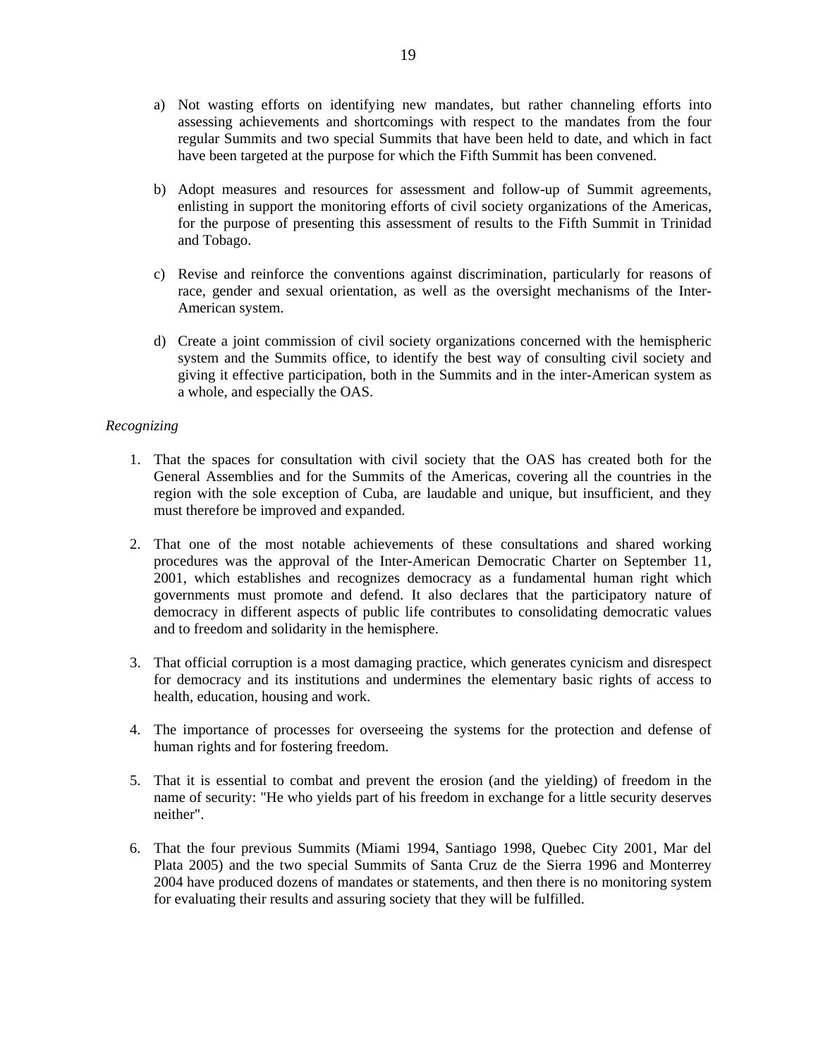a) Not wasting efforts on identifying new mandates, but rather channeling efforts into assessing achievements and shortcomings with respect to the mandates from the four regular Summits and two special Summits that have been held to date, and which in fact have been targeted at the purpose for which the Fifth Summit has been convened.

b) Adopt measures and resources for assessment and follow-up of Summit agreements, enlisting in support the monitoring efforts of civil society organizations of the Americas, for the purpose of presenting this assessment of results to the Fifth Summit in Trinidad and Tobago.

c) Revise and reinforce the conventions against discrimination, particularly for reasons of race, gender and sexual orientation, as well as the oversight mechanisms of the Inter-American system.

d) Create a joint commission of civil society organizations concerned with the hemispheric system and the Summits office, to identify the best way of consulting civil society and giving it effective participation, both in the Summits and in the inter-American system as a whole, and especially the OAS.

*Recognizing*

1. That the spaces for consultation with civil society that the OAS has created both for the General Assemblies and for the Summits of the Americas, covering all the countries in the region with the sole exception of Cuba, are laudable and unique, but insufficient, and they must therefore be improved and expanded.

2. That one of the most notable achievements of these consultations and shared working procedures was the approval of the Inter-American Democratic Charter on September 11, 2001, which establishes and recognizes democracy as a fundamental human right which governments must promote and defend. It also declares that the participatory nature of democracy in different aspects of public life contributes to consolidating democratic values and to freedom and solidarity in the hemisphere.

3. That official corruption is a most damaging practice, which generates cynicism and disrespect for democracy and its institutions and undermines the elementary basic rights of access to health, education, housing and work.

4. The importance of processes for overseeing the systems for the protection and defense of human rights and for fostering freedom.

5. That it is essential to combat and prevent the erosion (and the yielding) of freedom in the name of security: "He who yields part of his freedom in exchange for a little security deserves neither".

6. That the four previous Summits (Miami 1994, Santiago 1998, Quebec City 2001, Mar del Plata 2005) and the two special Summits of Santa Cruz de the Sierra 1996 and Monterrey 2004 have produced dozens of mandates or statements, and then there is no monitoring system for evaluating their results and assuring society that they will be fulfilled.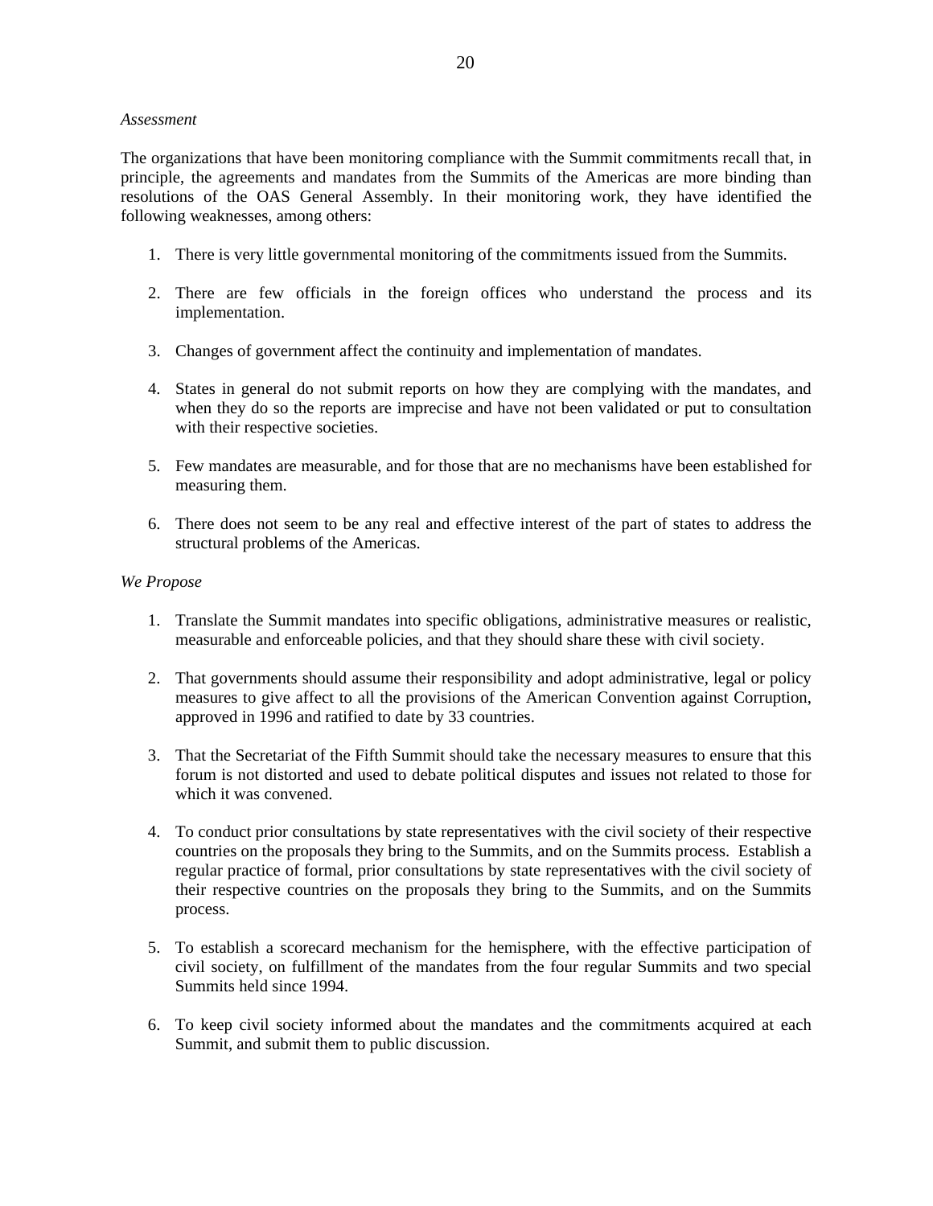*Assessment*

The organizations that have been monitoring compliance with the Summit commitments recall that, in principle, the agreements and mandates from the Summits of the Americas are more binding than resolutions of the OAS General Assembly. In their monitoring work, they have identified the following weaknesses, among others:

1. There is very little governmental monitoring of the commitments issued from the Summits.

2. There are few officials in the foreign offices who understand the process and its implementation.

3. Changes of government affect the continuity and implementation of mandates.

4. States in general do not submit reports on how they are complying with the mandates, and when they do so the reports are imprecise and have not been validated or put to consultation with their respective societies.

5. Few mandates are measurable, and for those that are no mechanisms have been established for measuring them.

6. There does not seem to be any real and effective interest of the part of states to address the structural problems of the Americas.

*We Propose*

1. Translate the Summit mandates into specific obligations, administrative measures or realistic, measurable and enforceable policies, and that they should share these with civil society.

2. That governments should assume their responsibility and adopt administrative, legal or policy measures to give affect to all the provisions of the American Convention against Corruption, approved in 1996 and ratified to date by 33 countries.

3. That the Secretariat of the Fifth Summit should take the necessary measures to ensure that this forum is not distorted and used to debate political disputes and issues not related to those for which it was convened.

4. To conduct prior consultations by state representatives with the civil society of their respective countries on the proposals they bring to the Summits, and on the Summits process. Establish a regular practice of formal, prior consultations by state representatives with the civil society of their respective countries on the proposals they bring to the Summits, and on the Summits process.

5. To establish a scorecard mechanism for the hemisphere, with the effective participation of civil society, on fulfillment of the mandates from the four regular Summits and two special Summits held since 1994.

6. To keep civil society informed about the mandates and the commitments acquired at each Summit, and submit them to public discussion.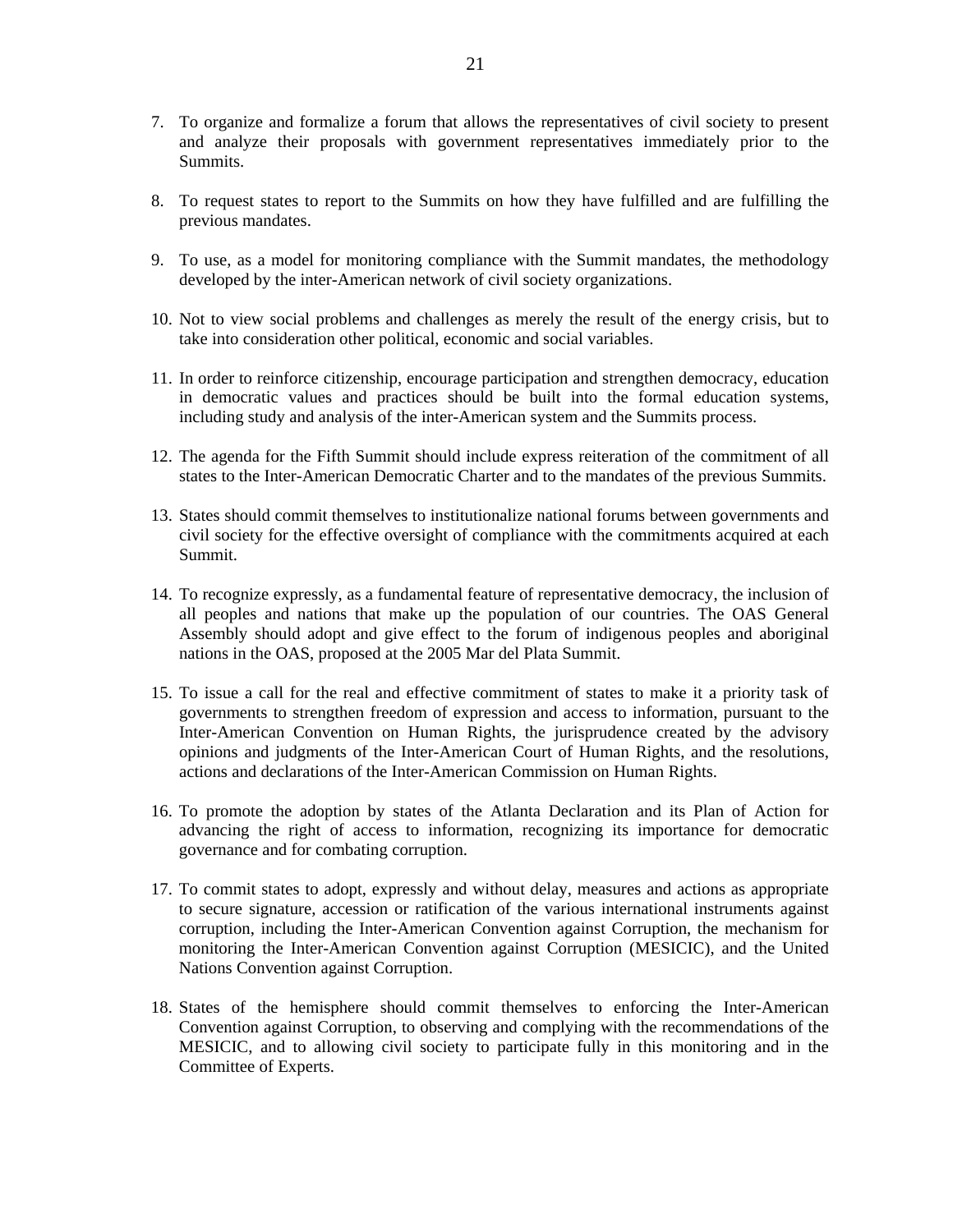7. To organize and formalize a forum that allows the representatives of civil society to present and analyze their proposals with government representatives immediately prior to the Summits.

8. To request states to report to the Summits on how they have fulfilled and are fulfilling the previous mandates.

9. To use, as a model for monitoring compliance with the Summit mandates, the methodology developed by the inter-American network of civil society organizations.

10. Not to view social problems and challenges as merely the result of the energy crisis, but to take into consideration other political, economic and social variables.

11. In order to reinforce citizenship, encourage participation and strengthen democracy, education in democratic values and practices should be built into the formal education systems, including study and analysis of the inter-American system and the Summits process.

12. The agenda for the Fifth Summit should include express reiteration of the commitment of all states to the Inter-American Democratic Charter and to the mandates of the previous Summits.

13. States should commit themselves to institutionalize national forums between governments and civil society for the effective oversight of compliance with the commitments acquired at each Summit.

14. To recognize expressly, as a fundamental feature of representative democracy, the inclusion of all peoples and nations that make up the population of our countries. The OAS General Assembly should adopt and give effect to the forum of indigenous peoples and aboriginal nations in the OAS, proposed at the 2005 Mar del Plata Summit.

15. To issue a call for the real and effective commitment of states to make it a priority task of governments to strengthen freedom of expression and access to information, pursuant to the Inter-American Convention on Human Rights, the jurisprudence created by the advisory opinions and judgments of the Inter-American Court of Human Rights, and the resolutions, actions and declarations of the Inter-American Commission on Human Rights.

16. To promote the adoption by states of the Atlanta Declaration and its Plan of Action for advancing the right of access to information, recognizing its importance for democratic governance and for combating corruption.

17. To commit states to adopt, expressly and without delay, measures and actions as appropriate to secure signature, accession or ratification of the various international instruments against corruption, including the Inter-American Convention against Corruption, the mechanism for monitoring the Inter-American Convention against Corruption (MESICIC), and the United Nations Convention against Corruption.

18. States of the hemisphere should commit themselves to enforcing the Inter-American Convention against Corruption, to observing and complying with the recommendations of the MESICIC, and to allowing civil society to participate fully in this monitoring and in the Committee of Experts.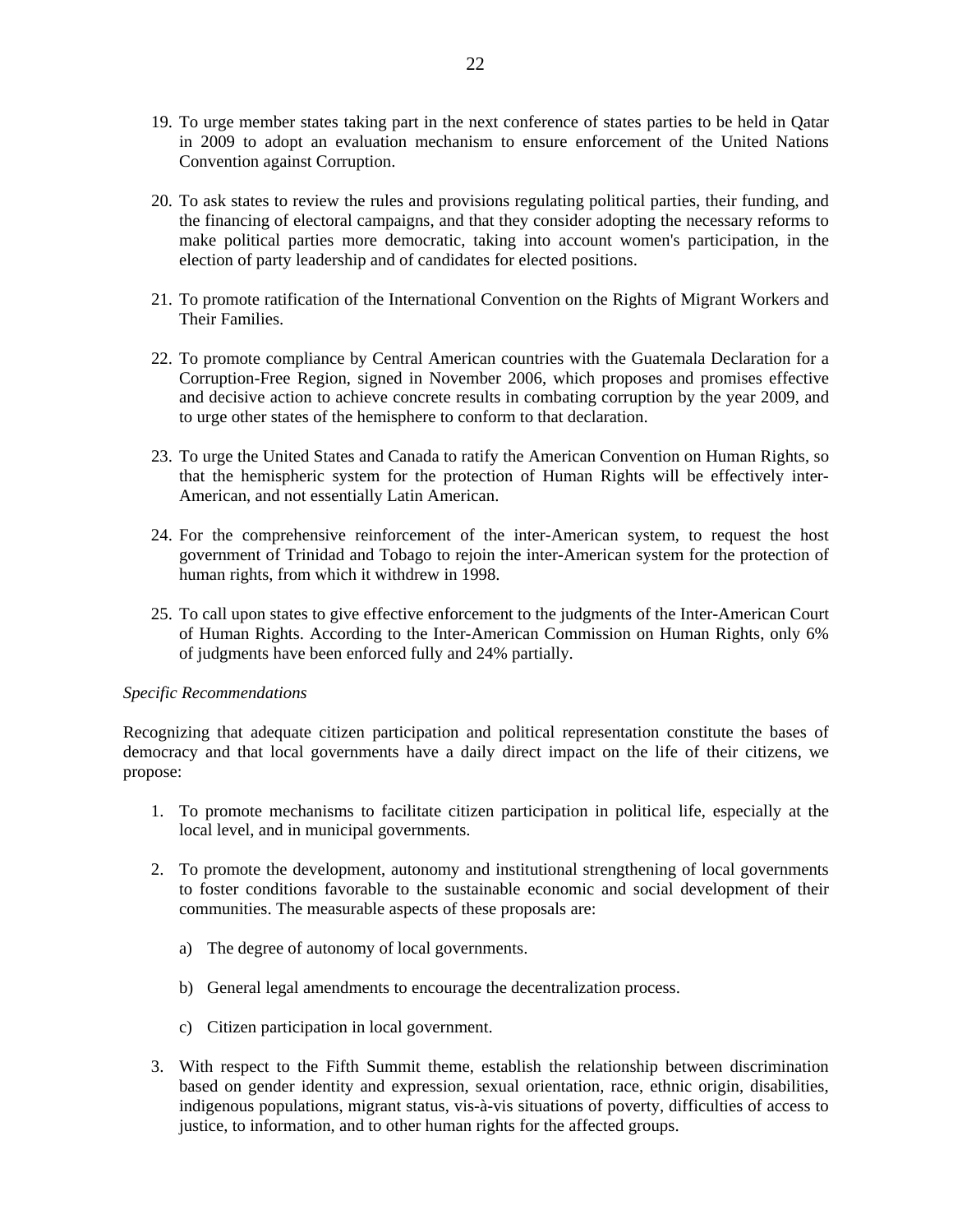19. To urge member states taking part in the next conference of states parties to be held in Qatar in 2009 to adopt an evaluation mechanism to ensure enforcement of the United Nations Convention against Corruption.

20. To ask states to review the rules and provisions regulating political parties, their funding, and the financing of electoral campaigns, and that they consider adopting the necessary reforms to make political parties more democratic, taking into account women's participation, in the election of party leadership and of candidates for elected positions.

21. To promote ratification of the International Convention on the Rights of Migrant Workers and Their Families.

22. To promote compliance by Central American countries with the Guatemala Declaration for a Corruption-Free Region, signed in November 2006, which proposes and promises effective and decisive action to achieve concrete results in combating corruption by the year 2009, and to urge other states of the hemisphere to conform to that declaration.

23. To urge the United States and Canada to ratify the American Convention on Human Rights, so that the hemispheric system for the protection of Human Rights will be effectively inter-American, and not essentially Latin American.

24. For the comprehensive reinforcement of the inter-American system, to request the host government of Trinidad and Tobago to rejoin the inter-American system for the protection of human rights, from which it withdrew in 1998.

25. To call upon states to give effective enforcement to the judgments of the Inter-American Court of Human Rights. According to the Inter-American Commission on Human Rights, only 6% of judgments have been enforced fully and 24% partially.

*Specific Recommendations*

Recognizing that adequate citizen participation and political representation constitute the bases of democracy and that local governments have a daily direct impact on the life of their citizens, we propose:

1. To promote mechanisms to facilitate citizen participation in political life, especially at the local level, and in municipal governments.

2. To promote the development, autonomy and institutional strengthening of local governments to foster conditions favorable to the sustainable economic and social development of their communities. The measurable aspects of these proposals are:

   a) The degree of autonomy of local governments.

   b) General legal amendments to encourage the decentralization process.

   c) Citizen participation in local government.

3. With respect to the Fifth Summit theme, establish the relationship between discrimination based on gender identity and expression, sexual orientation, race, ethnic origin, disabilities, indigenous populations, migrant status, vis-à-vis situations of poverty, difficulties of access to justice, to information, and to other human rights for the affected groups.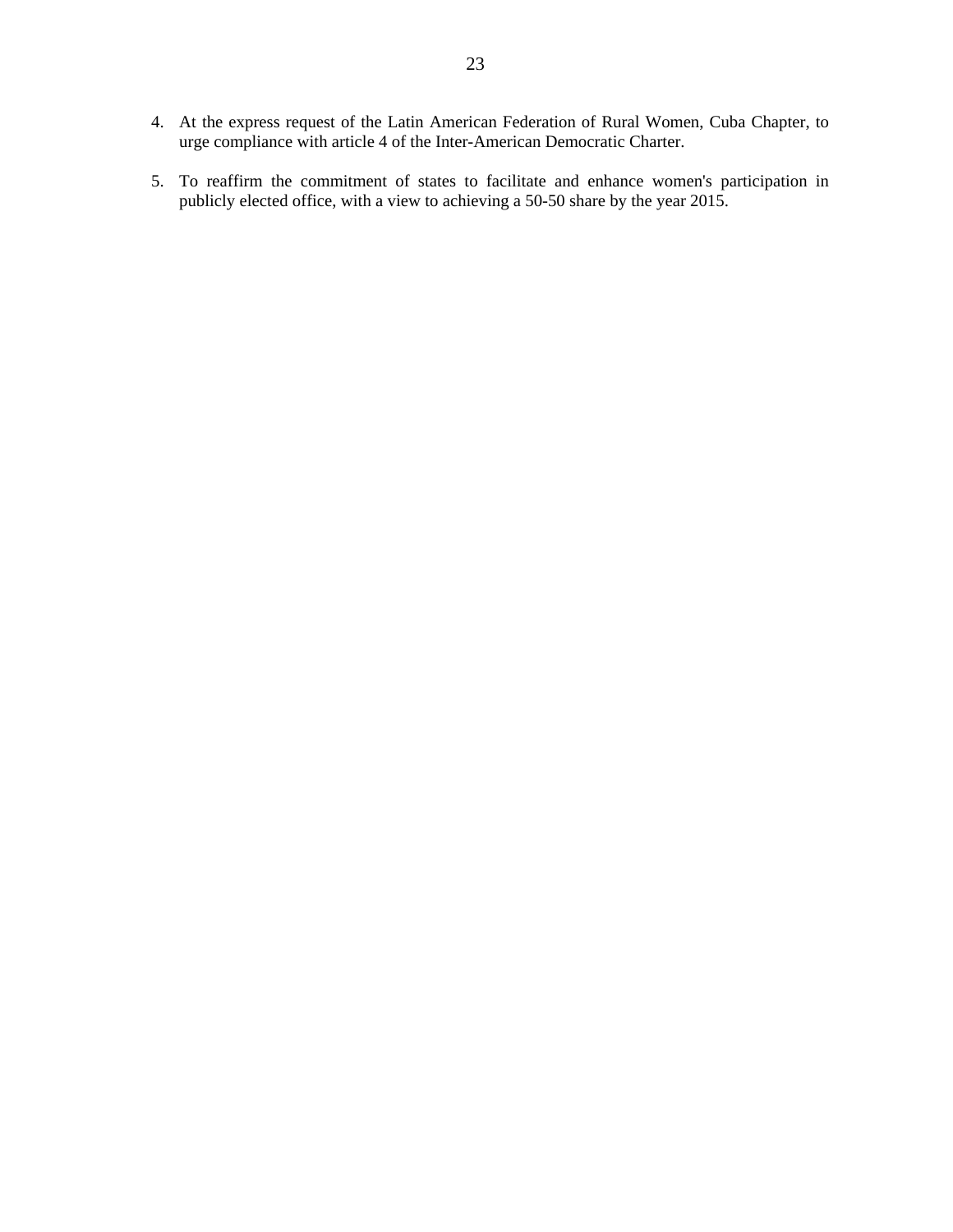4. At the express request of the Latin American Federation of Rural Women, Cuba Chapter, to urge compliance with article 4 of the Inter-American Democratic Charter.

5. To reaffirm the commitment of states to facilitate and enhance women's participation in publicly elected office, with a view to achieving a 50-50 share by the year 2015.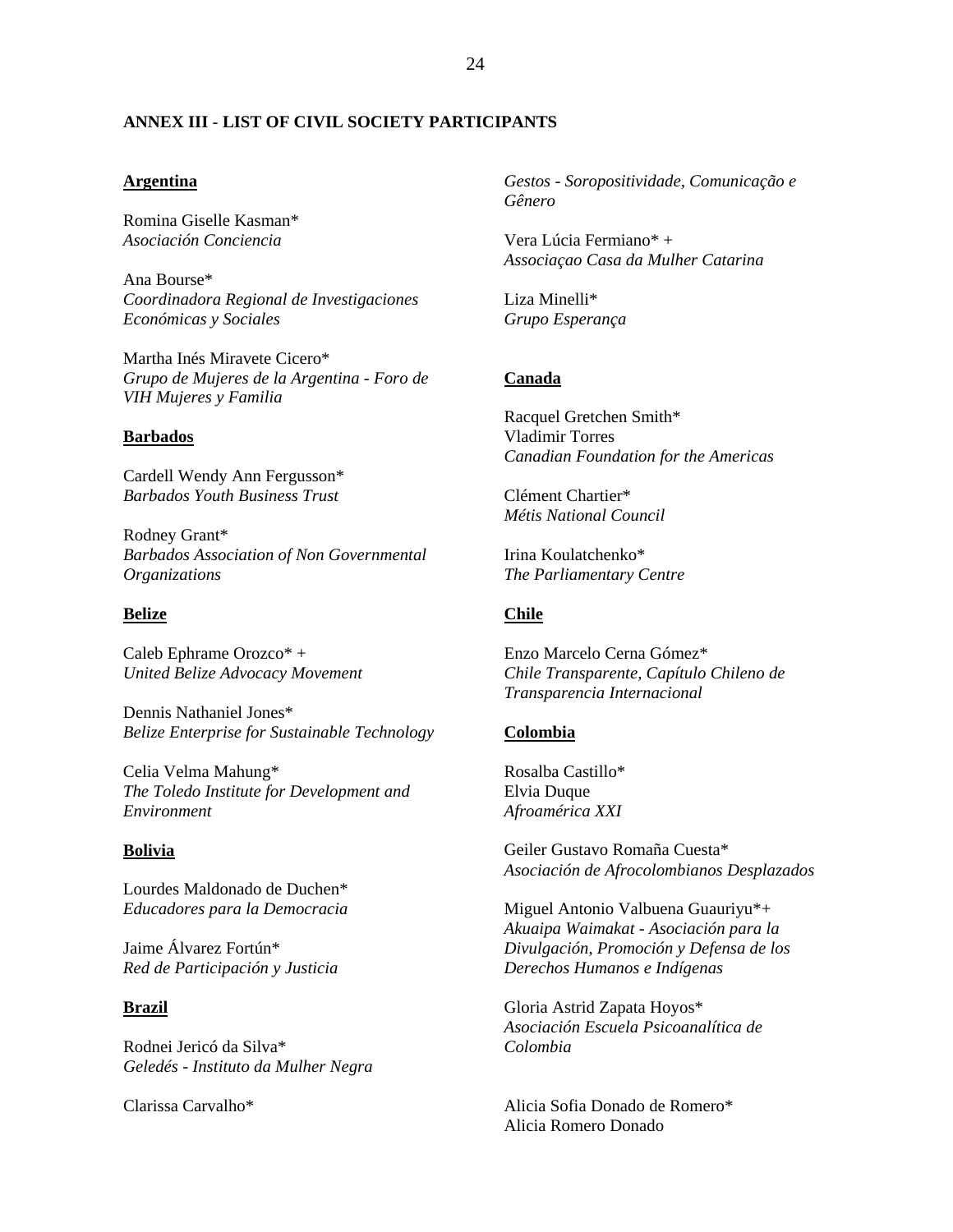**ANNEX III - LIST OF CIVIL SOCIETY PARTICIPANTS**

**Argentina**

Romina Giselle Kasman*
*Asociación Conciencia*

Ana Bourse*
*Coordinadora Regional de Investigaciones Económicas y Sociales*

Martha Inés Miravete Cicero*
*Grupo de Mujeres de la Argentina - Foro de VIH Mujeres y Familia*

**Barbados**

Cardell Wendy Ann Fergusson*
*Barbados Youth Business Trust*

Rodney Grant*
*Barbados Association of Non Governmental Organizations*

**Belize**

Caleb Ephrame Orozco* +
*United Belize Advocacy Movement*

Dennis Nathaniel Jones*
*Belize Enterprise for Sustainable Technology*

Celia Velma Mahung*
*The Toledo Institute for Development and Environment*

**Bolivia**

Lourdes Maldonado de Duchen*
*Educadores para la Democracia*

Jaime Álvarez Fortún*
*Red de Participación y Justicia*

**Brazil**

Rodnei Jericó da Silva*
*Geledés - Instituto da Mulher Negra*

Clarissa Carvalho*
*Gestos - Soropositividade, Comunicação e Gênero*

Vera Lúcia Fermiano* +
*Associaçao Casa da Mulher Catarina*

Liza Minelli*
*Grupo Esperança*

**Canada**

Racquel Gretchen Smith*
Vladimir Torres
*Canadian Foundation for the Americas*

Clément Chartier*
*Métis National Council*

Irina Koulatchenko*
*The Parliamentary Centre*

**Chile**

Enzo Marcelo Cerna Gómez*
*Chile Transparente, Capítulo Chileno de Transparencia Internacional*

**Colombia**

Rosalba Castillo*
Elvia Duque
*Afroamérica XXI*

Geiler Gustavo Romaña Cuesta*
*Asociación de Afrocolombianos Desplazados*

Miguel Antonio Valbuena Guauriyu*+
*Akuaipa Waimakat - Asociación para la Divulgación, Promoción y Defensa de los Derechos Humanos e Indígenas*

Gloria Astrid Zapata Hoyos*
*Asociación Escuela Psicoanalítica de Colombia*

Alicia Sofia Donado de Romero*
Alicia Romero Donado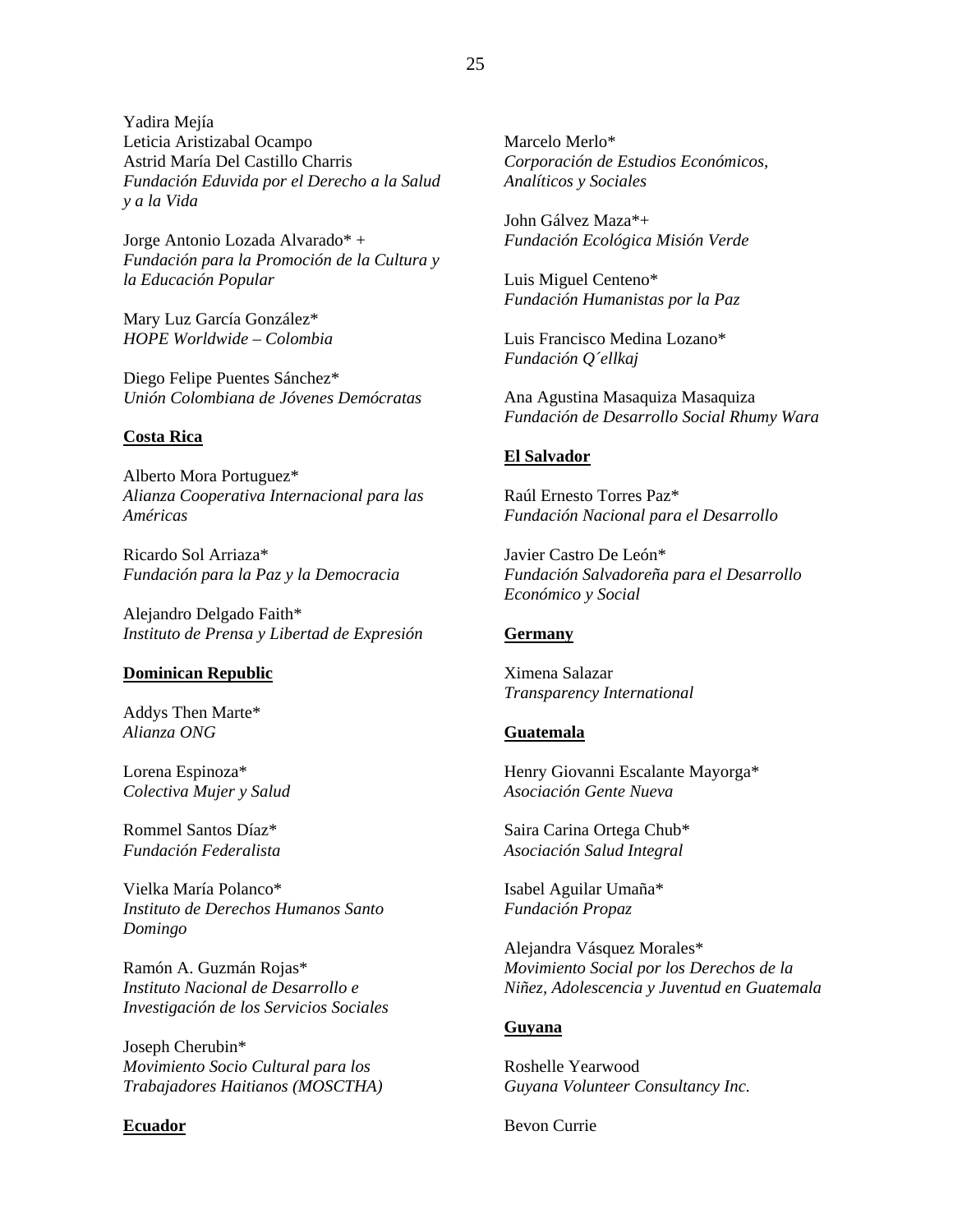Yadira Mejía
Leticia Aristizabal Ocampo
Astrid María Del Castillo Charris
*Fundación Eduvida por el Derecho a la Salud y a la Vida*

Jorge Antonio Lozada Alvarado* +
*Fundación para la Promoción de la Cultura y la Educación Popular*

Mary Luz García González*
*HOPE Worldwide – Colombia*

Diego Felipe Puentes Sánchez*
*Unión Colombiana de Jóvenes Demócratas*

**Costa Rica**

Alberto Mora Portuguez*
*Alianza Cooperativa Internacional para las Américas*

Ricardo Sol Arriaza*
*Fundación para la Paz y la Democracia*

Alejandro Delgado Faith*
*Instituto de Prensa y Libertad de Expresión*

**Dominican Republic**

Addys Then Marte*
*Alianza ONG*

Lorena Espinoza*
*Colectiva Mujer y Salud*

Rommel Santos Díaz*
*Fundación Federalista*

Vielka María Polanco*
*Instituto de Derechos Humanos Santo Domingo*

Ramón A. Guzmán Rojas*
*Instituto Nacional de Desarrollo e Investigación de los Servicios Sociales*

Joseph Cherubin*
*Movimiento Socio Cultural para los Trabajadores Haitianos (MOSCTHA)*

**Ecuador**

Marcelo Merlo*
*Corporación de Estudios Económicos, Analíticos y Sociales*

John Gálvez Maza*+
*Fundación Ecológica Misión Verde*

Luis Miguel Centeno*
*Fundación Humanistas por la Paz*

Luis Francisco Medina Lozano*
*Fundación Q´ellkaj*

Ana Agustina Masaquiza Masaquiza
*Fundación de Desarrollo Social Rhumy Wara*

**El Salvador**

Raúl Ernesto Torres Paz*
*Fundación Nacional para el Desarrollo*

Javier Castro De León*
*Fundación Salvadoreña para el Desarrollo Económico y Social*

**Germany**

Ximena Salazar
*Transparency International*

**Guatemala**

Henry Giovanni Escalante Mayorga*
*Asociación Gente Nueva*

Saira Carina Ortega Chub*
*Asociación Salud Integral*

Isabel Aguilar Umaña*
*Fundación Propaz*

Alejandra Vásquez Morales*
*Movimiento Social por los Derechos de la Niñez, Adolescencia y Juventud en Guatemala*

**Guyana**

Roshelle Yearwood
*Guyana Volunteer Consultancy Inc.*

Bevon Currie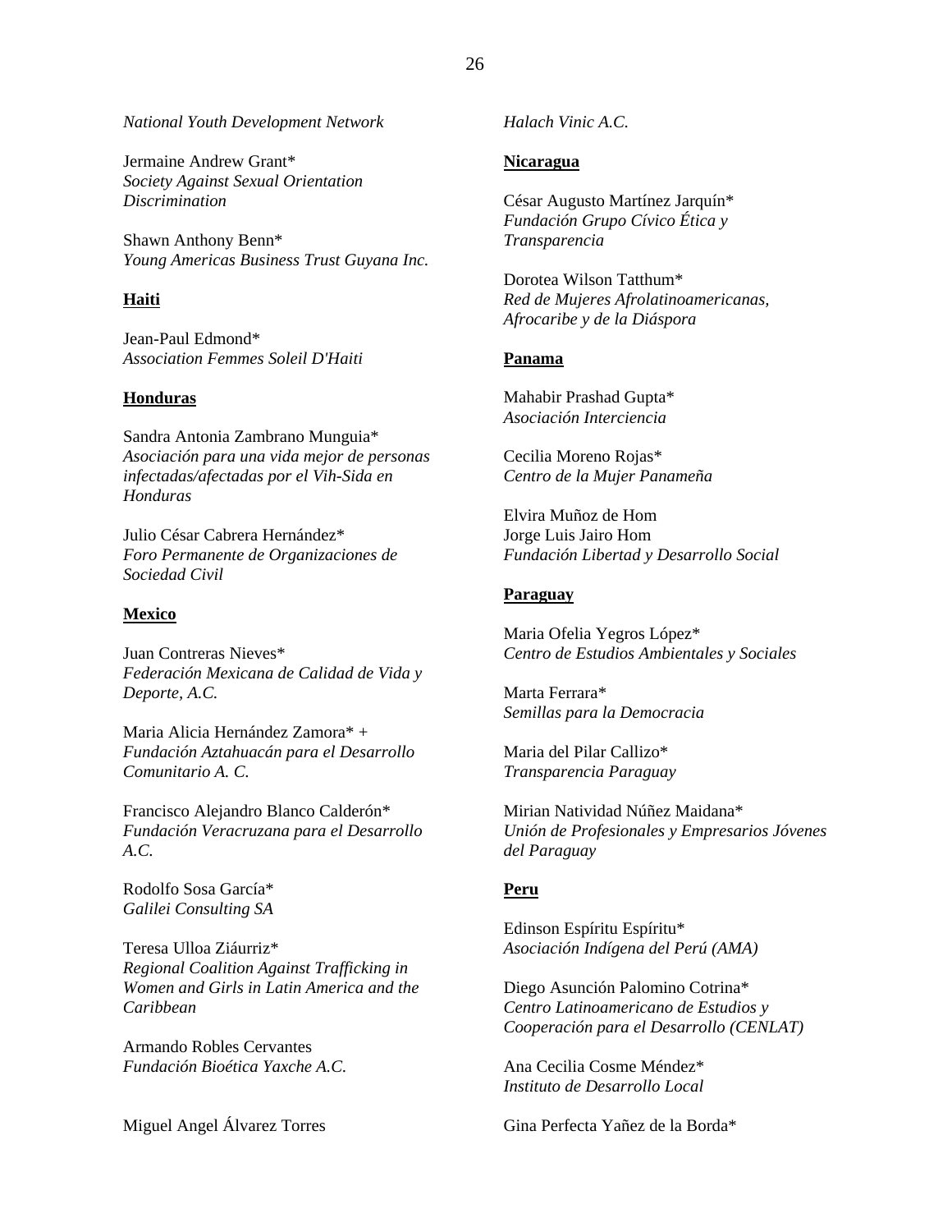*National Youth Development Network*

Jermaine Andrew Grant*
*Society Against Sexual Orientation Discrimination*

Shawn Anthony Benn*
*Young Americas Business Trust Guyana Inc.*

**Haiti**

Jean-Paul Edmond*
*Association Femmes Soleil D'Haiti*

**Honduras**

Sandra Antonia Zambrano Munguia*
*Asociación para una vida mejor de personas infectadas/afectadas por el Vih-Sida en Honduras*

Julio César Cabrera Hernández*
*Foro Permanente de Organizaciones de Sociedad Civil*

**Mexico**

Juan Contreras Nieves*
*Federación Mexicana de Calidad de Vida y Deporte, A.C.*

Maria Alicia Hernández Zamora* +
*Fundación Aztahuacán para el Desarrollo Comunitario A. C.*

Francisco Alejandro Blanco Calderón*
*Fundación Veracruzana para el Desarrollo A.C.*

Rodolfo Sosa García*
*Galilei Consulting SA*

Teresa Ulloa Ziáurriz*
*Regional Coalition Against Trafficking in Women and Girls in Latin America and the Caribbean*

Armando Robles Cervantes
*Fundación Bioética Yaxche A.C.*

Miguel Angel Álvarez Torres
*Halach Vinic A.C.*

**Nicaragua**

César Augusto Martínez Jarquín*
*Fundación Grupo Cívico Ética y Transparencia*

Dorotea Wilson Tatthum*
*Red de Mujeres Afrolatinoamericanas, Afrocaribe y de la Diáspora*

**Panama**

Mahabir Prashad Gupta*
*Asociación Interciencia*

Cecilia Moreno Rojas*
*Centro de la Mujer Panameña*

Elvira Muñoz de Hom
Jorge Luis Jairo Hom
*Fundación Libertad y Desarrollo Social*

**Paraguay**

Maria Ofelia Yegros López*
*Centro de Estudios Ambientales y Sociales*

Marta Ferrara*
*Semillas para la Democracia*

Maria del Pilar Callizo*
*Transparencia Paraguay*

Mirian Natividad Núñez Maidana*
*Unión de Profesionales y Empresarios Jóvenes del Paraguay*

**Peru**

Edinson Espíritu Espíritu*
*Asociación Indígena del Perú (AMA)*

Diego Asunción Palomino Cotrina*
*Centro Latinoamericano de Estudios y Cooperación para el Desarrollo (CENLAT)*

Ana Cecilia Cosme Méndez*
*Instituto de Desarrollo Local*

Gina Perfecta Yañez de la Borda*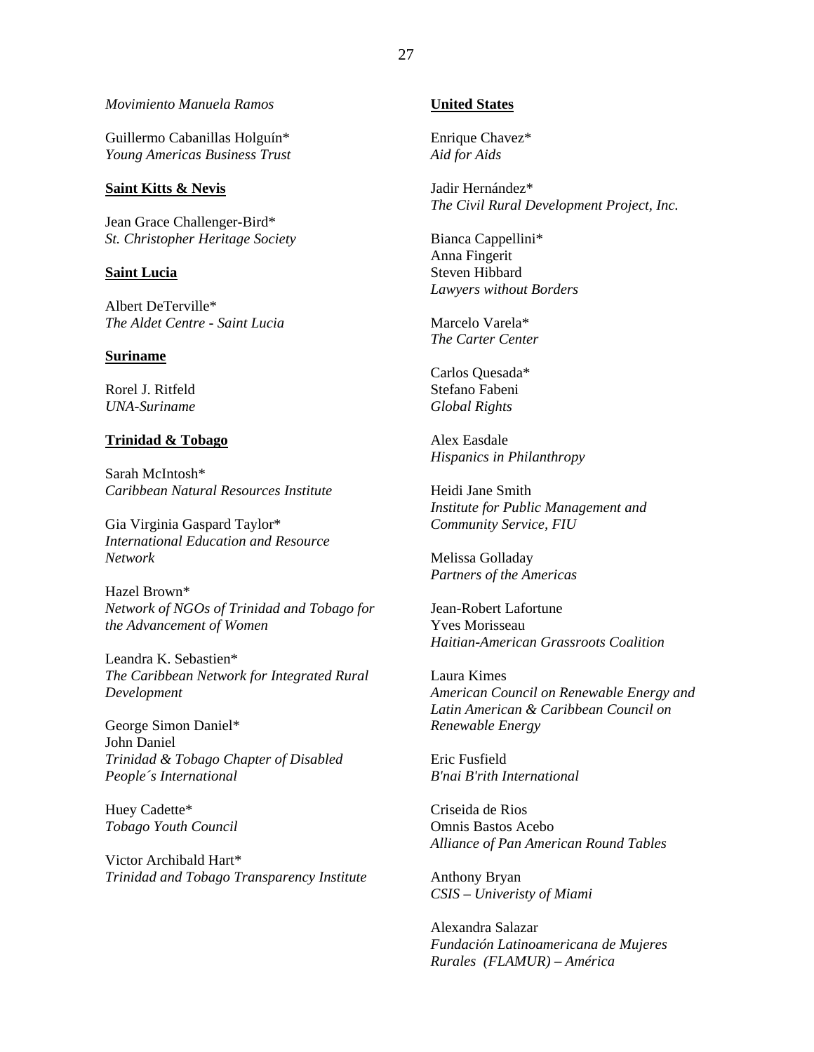*Movimiento Manuela Ramos*

Guillermo Cabanillas Holguín*
*Young Americas Business Trust*

**Saint Kitts & Nevis**

Jean Grace Challenger-Bird*
*St. Christopher Heritage Society*

**Saint Lucia**

Albert DeTerville*
*The Aldet Centre - Saint Lucia*

**Suriname**

Rorel J. Ritfeld
*UNA-Suriname*

**Trinidad & Tobago**

Sarah McIntosh*
*Caribbean Natural Resources Institute*

Gia Virginia Gaspard Taylor*
*International Education and Resource Network*

Hazel Brown*
*Network of NGOs of Trinidad and Tobago for the Advancement of Women*

Leandra K. Sebastien*
*The Caribbean Network for Integrated Rural Development*

George Simon Daniel*
John Daniel
*Trinidad & Tobago Chapter of Disabled People´s International*

Huey Cadette*
*Tobago Youth Council*

Victor Archibald Hart*
*Trinidad and Tobago Transparency Institute*

**United States**

Enrique Chavez*
*Aid for Aids*

Jadir Hernández*
*The Civil Rural Development Project, Inc.*

Bianca Cappellini*
Anna Fingerit
Steven Hibbard
*Lawyers without Borders*

Marcelo Varela*
*The Carter Center*

Carlos Quesada*
Stefano Fabeni
*Global Rights*

Alex Easdale
*Hispanics in Philanthropy*

Heidi Jane Smith
*Institute for Public Management and Community Service, FIU*

Melissa Golladay
*Partners of the Americas*

Jean-Robert Lafortune
Yves Morisseau
*Haitian-American Grassroots Coalition*

Laura Kimes
*American Council on Renewable Energy and Latin American & Caribbean Council on Renewable Energy*

Eric Fusfield
*B'nai B'rith International*

Criseida de Rios
Omnis Bastos Acebo
*Alliance of Pan American Round Tables*

Anthony Bryan
*CSIS – Univeristy of Miami*

Alexandra Salazar
*Fundación Latinoamericana de Mujeres Rurales (FLAMUR) – América*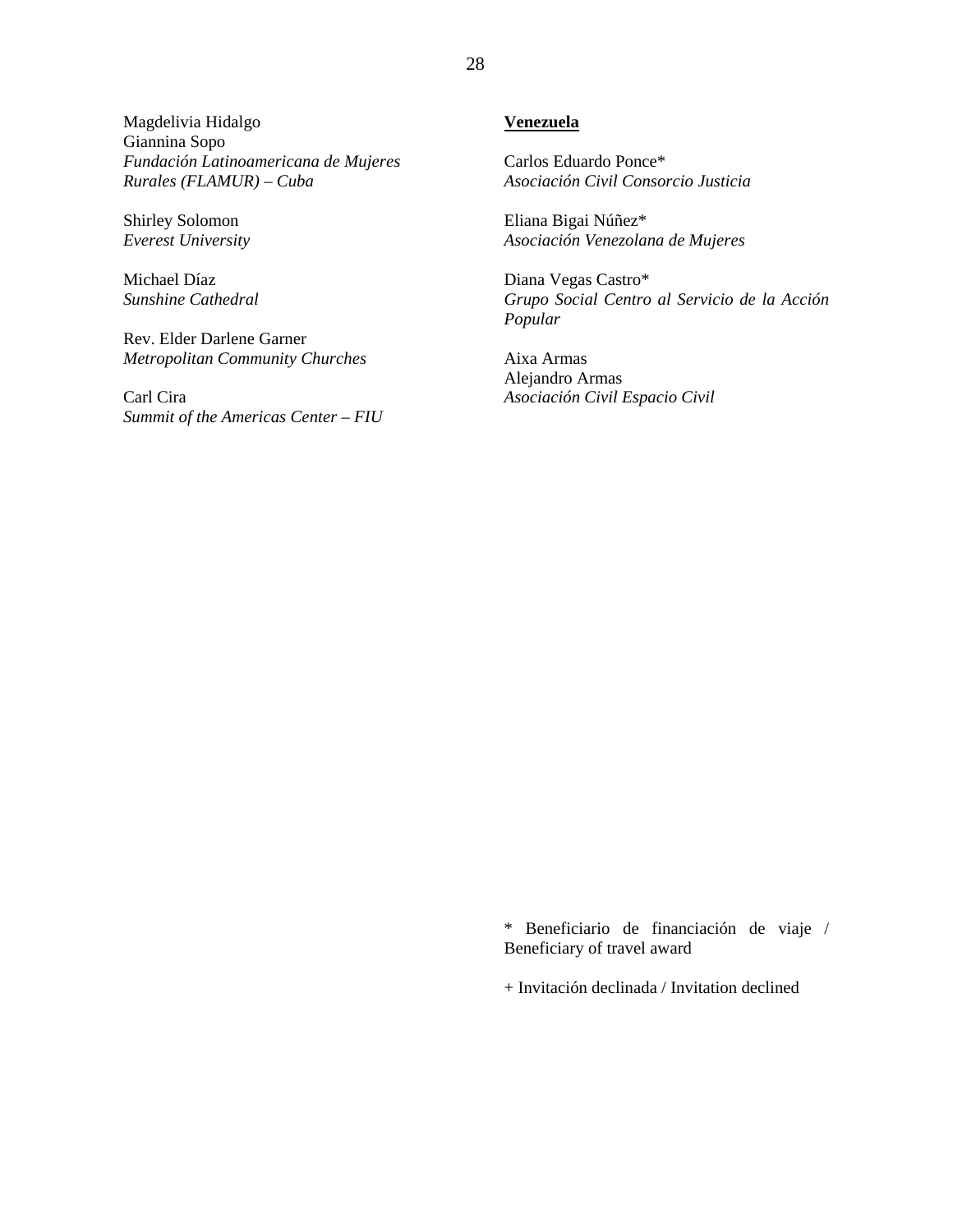Magdelivia Hidalgo
Giannina Sopo
*Fundación Latinoamericana de Mujeres Rurales (FLAMUR) – Cuba*

Shirley Solomon
*Everest University*

Michael Díaz
*Sunshine Cathedral*

Rev. Elder Darlene Garner
*Metropolitan Community Churches*

Carl Cira
*Summit of the Americas Center – FIU*

**Venezuela**

Carlos Eduardo Ponce*
*Asociación Civil Consorcio Justicia*

Eliana Bigai Núñez*
*Asociación Venezolana de Mujeres*

Diana Vegas Castro*
*Grupo Social Centro al Servicio de la Acción Popular*

Aixa Armas
Alejandro Armas
*Asociación Civil Espacio Civil*

\* Beneficiario de financiación de viaje / Beneficiary of travel award

\+ Invitación declinada / Invitation declined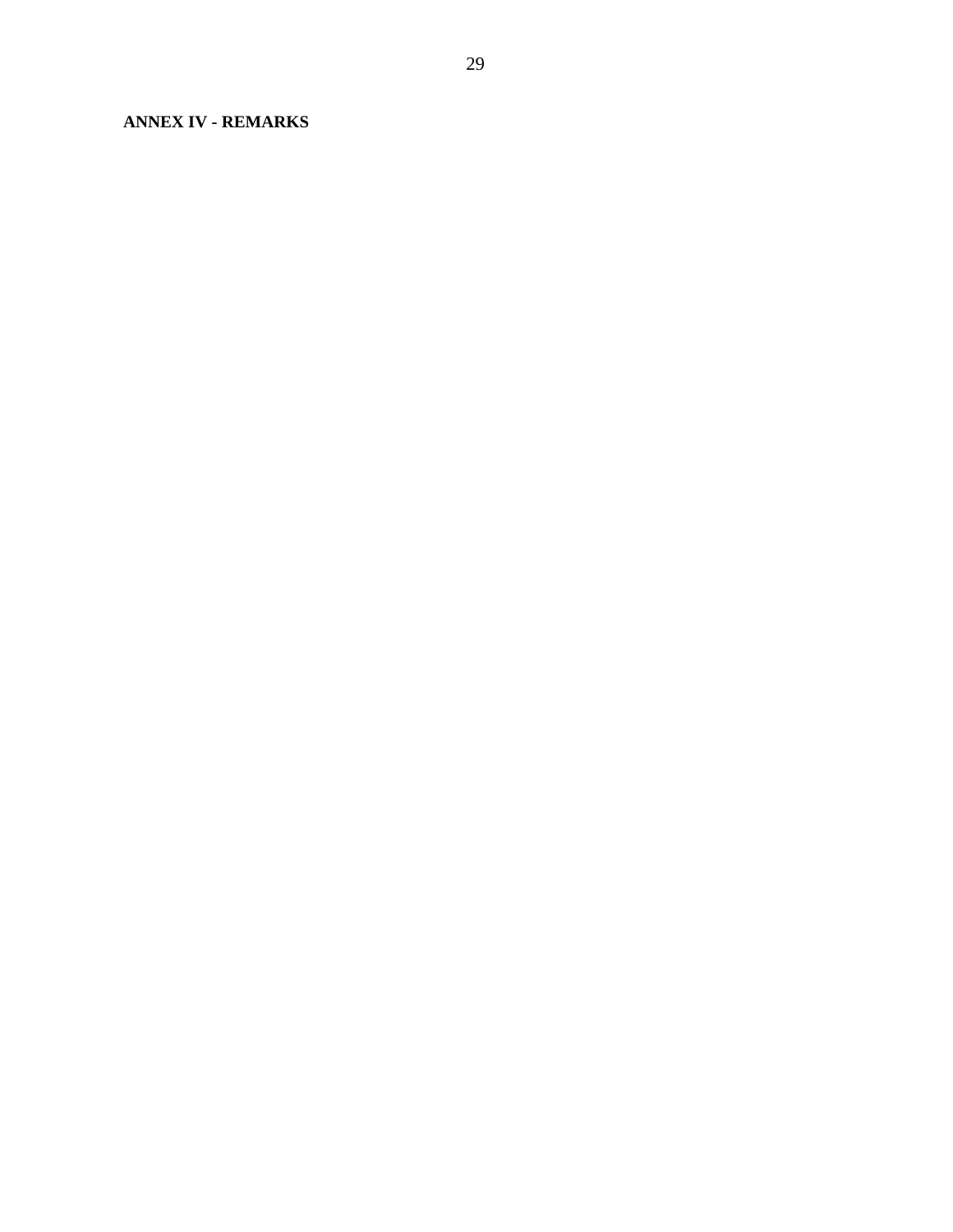**ANNEX IV - REMARKS**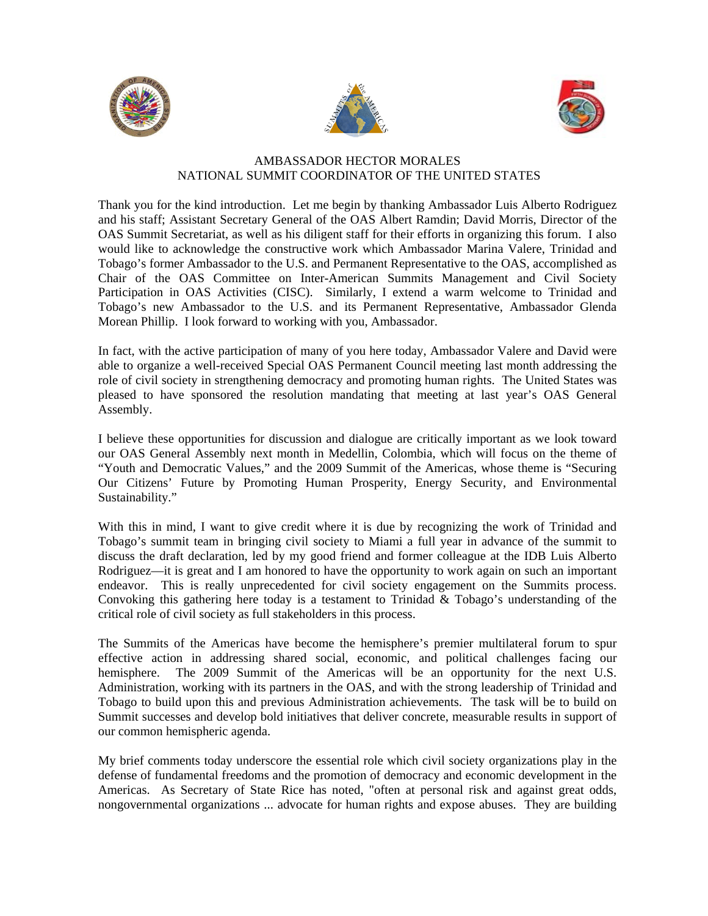AMBASSADOR HECTOR MORALES
NATIONAL SUMMIT COORDINATOR OF THE UNITED STATES

Thank you for the kind introduction. Let me begin by thanking Ambassador Luis Alberto Rodriguez and his staff; Assistant Secretary General of the OAS Albert Ramdin; David Morris, Director of the OAS Summit Secretariat, as well as his diligent staff for their efforts in organizing this forum. I also would like to acknowledge the constructive work which Ambassador Marina Valere, Trinidad and Tobago's former Ambassador to the U.S. and Permanent Representative to the OAS, accomplished as Chair of the OAS Committee on Inter-American Summits Management and Civil Society Participation in OAS Activities (CISC). Similarly, I extend a warm welcome to Trinidad and Tobago's new Ambassador to the U.S. and its Permanent Representative, Ambassador Glenda Morean Phillip. I look forward to working with you, Ambassador.

In fact, with the active participation of many of you here today, Ambassador Valere and David were able to organize a well-received Special OAS Permanent Council meeting last month addressing the role of civil society in strengthening democracy and promoting human rights. The United States was pleased to have sponsored the resolution mandating that meeting at last year's OAS General Assembly.

I believe these opportunities for discussion and dialogue are critically important as we look toward our OAS General Assembly next month in Medellin, Colombia, which will focus on the theme of "Youth and Democratic Values," and the 2009 Summit of the Americas, whose theme is "Securing Our Citizens' Future by Promoting Human Prosperity, Energy Security, and Environmental Sustainability."

With this in mind, I want to give credit where it is due by recognizing the work of Trinidad and Tobago's summit team in bringing civil society to Miami a full year in advance of the summit to discuss the draft declaration, led by my good friend and former colleague at the IDB Luis Alberto Rodriguez—it is great and I am honored to have the opportunity to work again on such an important endeavor. This is really unprecedented for civil society engagement on the Summits process. Convoking this gathering here today is a testament to Trinidad & Tobago's understanding of the critical role of civil society as full stakeholders in this process.

The Summits of the Americas have become the hemisphere's premier multilateral forum to spur effective action in addressing shared social, economic, and political challenges facing our hemisphere. The 2009 Summit of the Americas will be an opportunity for the next U.S. Administration, working with its partners in the OAS, and with the strong leadership of Trinidad and Tobago to build upon this and previous Administration achievements. The task will be to build on Summit successes and develop bold initiatives that deliver concrete, measurable results in support of our common hemispheric agenda.

My brief comments today underscore the essential role which civil society organizations play in the defense of fundamental freedoms and the promotion of democracy and economic development in the Americas. As Secretary of State Rice has noted, "often at personal risk and against great odds, nongovernmental organizations ... advocate for human rights and expose abuses. They are building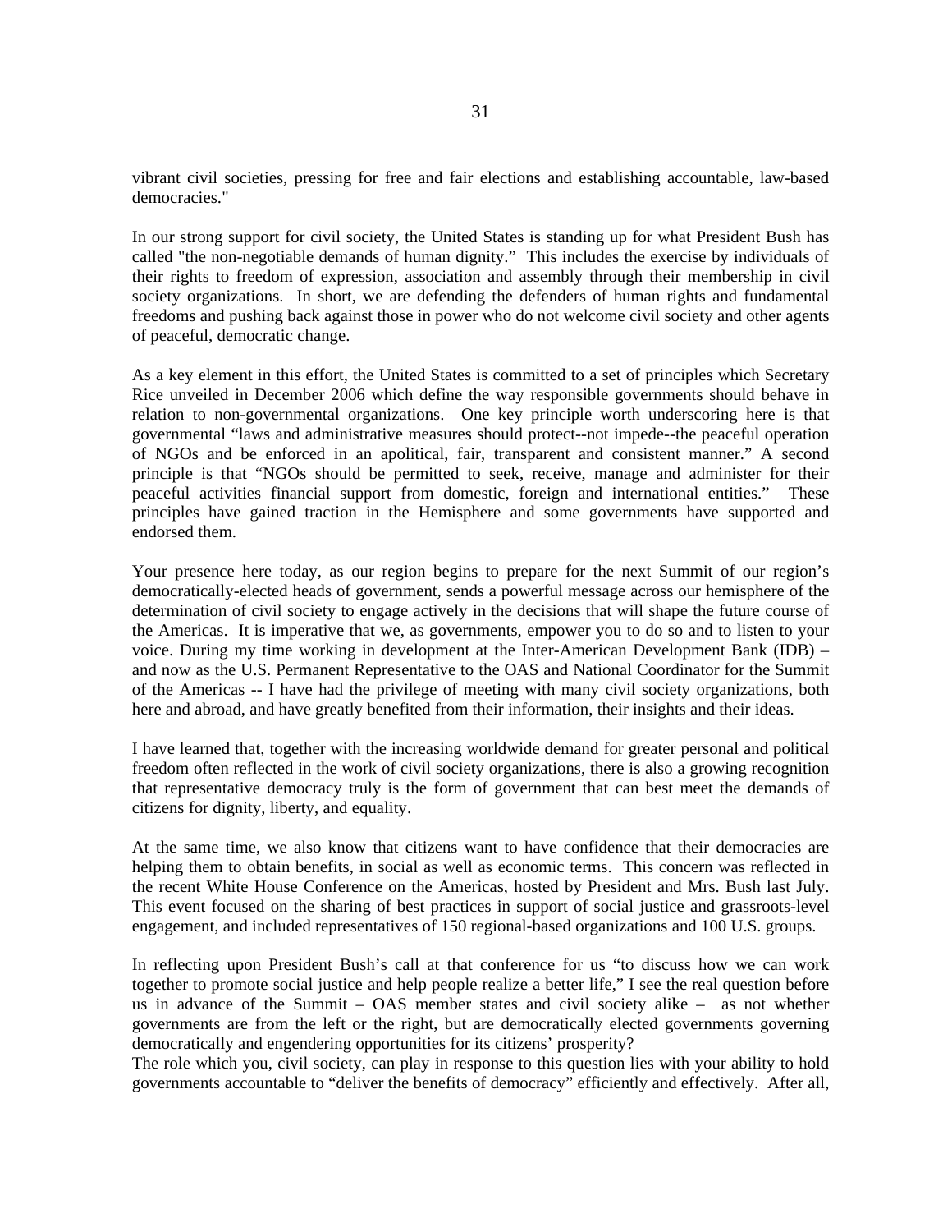vibrant civil societies, pressing for free and fair elections and establishing accountable, law-based democracies."

In our strong support for civil society, the United States is standing up for what President Bush has called "the non-negotiable demands of human dignity." This includes the exercise by individuals of their rights to freedom of expression, association and assembly through their membership in civil society organizations. In short, we are defending the defenders of human rights and fundamental freedoms and pushing back against those in power who do not welcome civil society and other agents of peaceful, democratic change.

As a key element in this effort, the United States is committed to a set of principles which Secretary Rice unveiled in December 2006 which define the way responsible governments should behave in relation to non-governmental organizations. One key principle worth underscoring here is that governmental "laws and administrative measures should protect--not impede--the peaceful operation of NGOs and be enforced in an apolitical, fair, transparent and consistent manner." A second principle is that "NGOs should be permitted to seek, receive, manage and administer for their peaceful activities financial support from domestic, foreign and international entities." These principles have gained traction in the Hemisphere and some governments have supported and endorsed them.

Your presence here today, as our region begins to prepare for the next Summit of our region's democratically-elected heads of government, sends a powerful message across our hemisphere of the determination of civil society to engage actively in the decisions that will shape the future course of the Americas. It is imperative that we, as governments, empower you to do so and to listen to your voice. During my time working in development at the Inter-American Development Bank (IDB) – and now as the U.S. Permanent Representative to the OAS and National Coordinator for the Summit of the Americas -- I have had the privilege of meeting with many civil society organizations, both here and abroad, and have greatly benefited from their information, their insights and their ideas.

I have learned that, together with the increasing worldwide demand for greater personal and political freedom often reflected in the work of civil society organizations, there is also a growing recognition that representative democracy truly is the form of government that can best meet the demands of citizens for dignity, liberty, and equality.

At the same time, we also know that citizens want to have confidence that their democracies are helping them to obtain benefits, in social as well as economic terms. This concern was reflected in the recent White House Conference on the Americas, hosted by President and Mrs. Bush last July. This event focused on the sharing of best practices in support of social justice and grassroots-level engagement, and included representatives of 150 regional-based organizations and 100 U.S. groups.

In reflecting upon President Bush's call at that conference for us "to discuss how we can work together to promote social justice and help people realize a better life," I see the real question before us in advance of the Summit – OAS member states and civil society alike – as not whether governments are from the left or the right, but are democratically elected governments governing democratically and engendering opportunities for its citizens' prosperity?

The role which you, civil society, can play in response to this question lies with your ability to hold governments accountable to "deliver the benefits of democracy" efficiently and effectively. After all,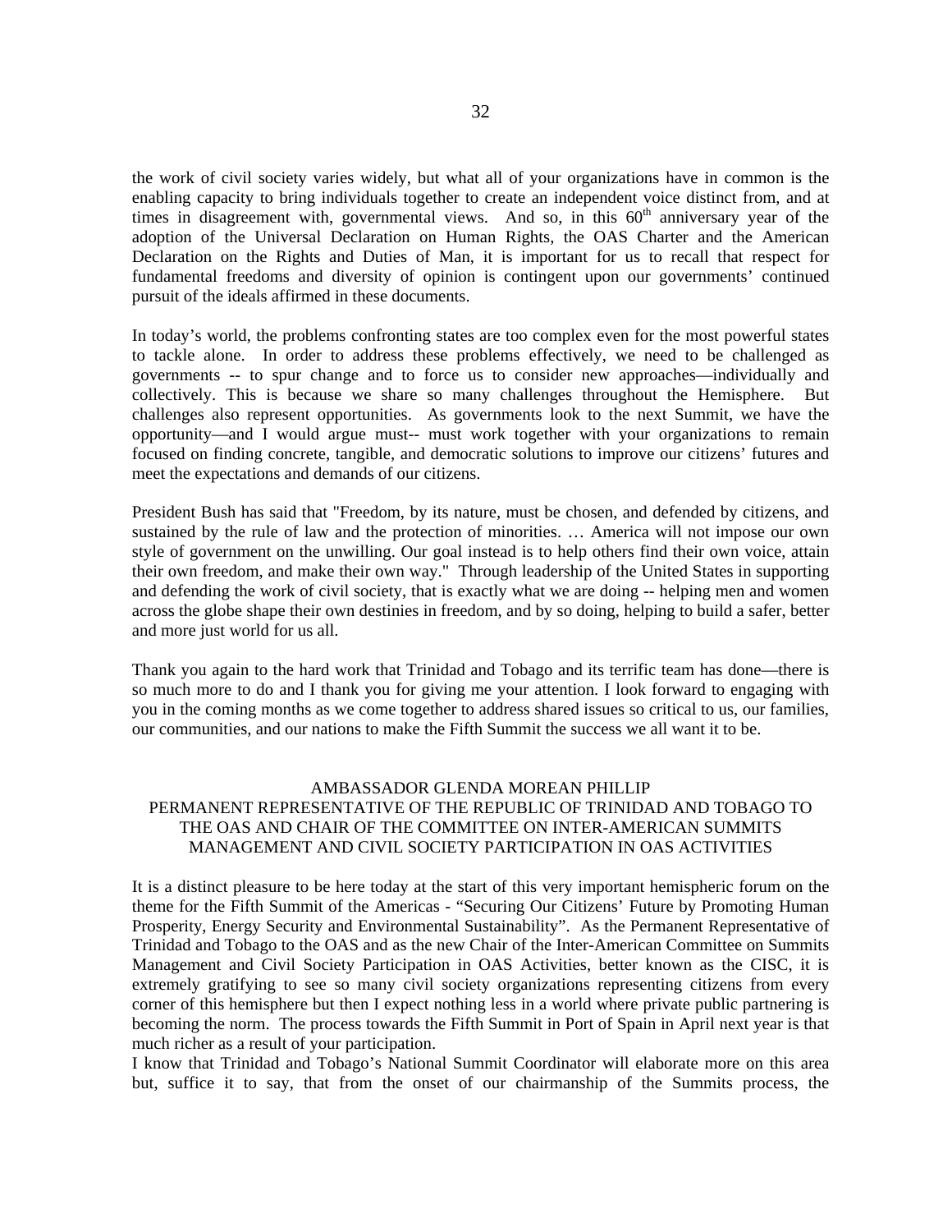the work of civil society varies widely, but what all of your organizations have in common is the enabling capacity to bring individuals together to create an independent voice distinct from, and at times in disagreement with, governmental views. And so, in this 60th anniversary year of the adoption of the Universal Declaration on Human Rights, the OAS Charter and the American Declaration on the Rights and Duties of Man, it is important for us to recall that respect for fundamental freedoms and diversity of opinion is contingent upon our governments' continued pursuit of the ideals affirmed in these documents.

In today's world, the problems confronting states are too complex even for the most powerful states to tackle alone. In order to address these problems effectively, we need to be challenged as governments -- to spur change and to force us to consider new approaches—individually and collectively. This is because we share so many challenges throughout the Hemisphere. But challenges also represent opportunities. As governments look to the next Summit, we have the opportunity—and I would argue must-- must work together with your organizations to remain focused on finding concrete, tangible, and democratic solutions to improve our citizens' futures and meet the expectations and demands of our citizens.

President Bush has said that "Freedom, by its nature, must be chosen, and defended by citizens, and sustained by the rule of law and the protection of minorities. … America will not impose our own style of government on the unwilling. Our goal instead is to help others find their own voice, attain their own freedom, and make their own way." Through leadership of the United States in supporting and defending the work of civil society, that is exactly what we are doing -- helping men and women across the globe shape their own destinies in freedom, and by so doing, helping to build a safer, better and more just world for us all.

Thank you again to the hard work that Trinidad and Tobago and its terrific team has done—there is so much more to do and I thank you for giving me your attention. I look forward to engaging with you in the coming months as we come together to address shared issues so critical to us, our families, our communities, and our nations to make the Fifth Summit the success we all want it to be.

AMBASSADOR GLENDA MOREAN PHILLIP
PERMANENT REPRESENTATIVE OF THE REPUBLIC OF TRINIDAD AND TOBAGO TO THE OAS AND CHAIR OF THE COMMITTEE ON INTER-AMERICAN SUMMITS MANAGEMENT AND CIVIL SOCIETY PARTICIPATION IN OAS ACTIVITIES

It is a distinct pleasure to be here today at the start of this very important hemispheric forum on the theme for the Fifth Summit of the Americas - "Securing Our Citizens' Future by Promoting Human Prosperity, Energy Security and Environmental Sustainability". As the Permanent Representative of Trinidad and Tobago to the OAS and as the new Chair of the Inter-American Committee on Summits Management and Civil Society Participation in OAS Activities, better known as the CISC, it is extremely gratifying to see so many civil society organizations representing citizens from every corner of this hemisphere but then I expect nothing less in a world where private public partnering is becoming the norm. The process towards the Fifth Summit in Port of Spain in April next year is that much richer as a result of your participation.

I know that Trinidad and Tobago's National Summit Coordinator will elaborate more on this area but, suffice it to say, that from the onset of our chairmanship of the Summits process, the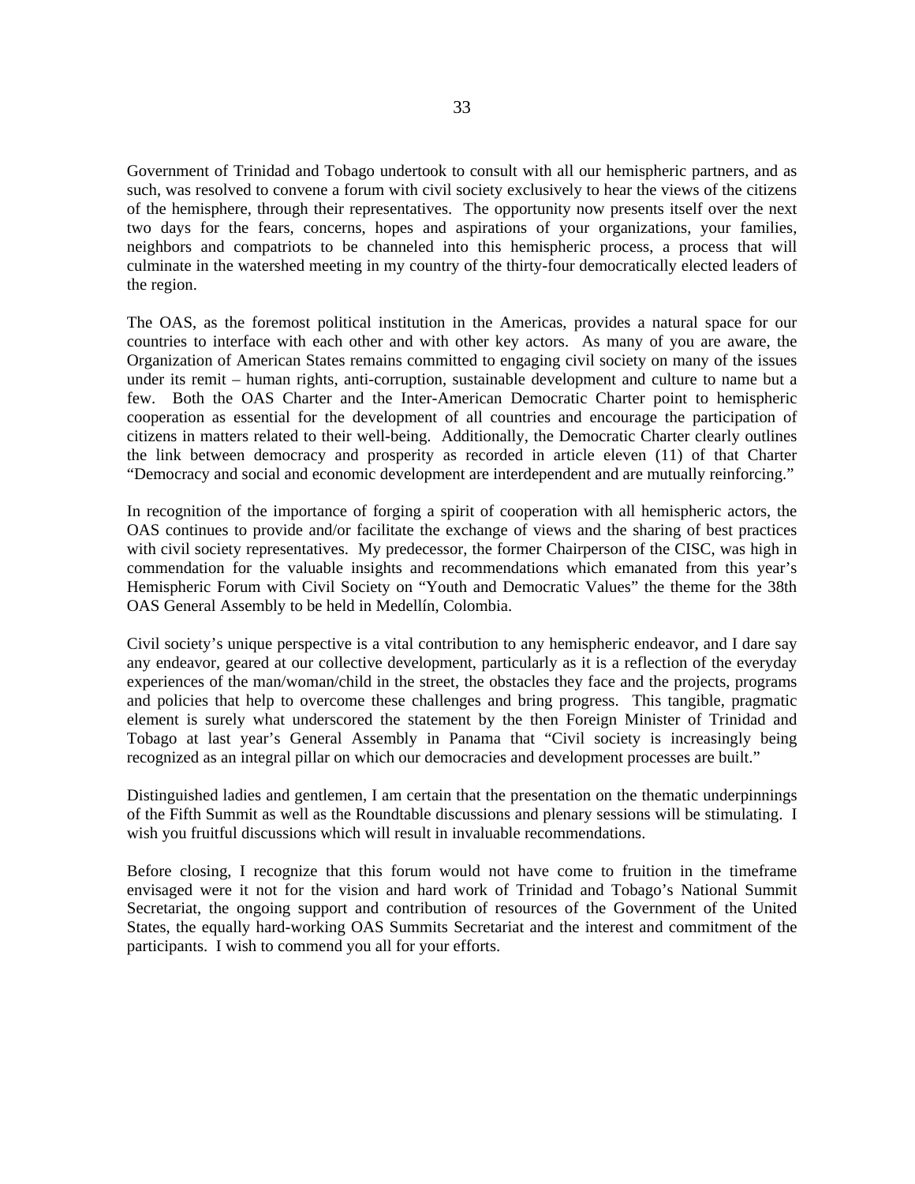Government of Trinidad and Tobago undertook to consult with all our hemispheric partners, and as such, was resolved to convene a forum with civil society exclusively to hear the views of the citizens of the hemisphere, through their representatives. The opportunity now presents itself over the next two days for the fears, concerns, hopes and aspirations of your organizations, your families, neighbors and compatriots to be channeled into this hemispheric process, a process that will culminate in the watershed meeting in my country of the thirty-four democratically elected leaders of the region.

The OAS, as the foremost political institution in the Americas, provides a natural space for our countries to interface with each other and with other key actors. As many of you are aware, the Organization of American States remains committed to engaging civil society on many of the issues under its remit – human rights, anti-corruption, sustainable development and culture to name but a few. Both the OAS Charter and the Inter-American Democratic Charter point to hemispheric cooperation as essential for the development of all countries and encourage the participation of citizens in matters related to their well-being. Additionally, the Democratic Charter clearly outlines the link between democracy and prosperity as recorded in article eleven (11) of that Charter "Democracy and social and economic development are interdependent and are mutually reinforcing."

In recognition of the importance of forging a spirit of cooperation with all hemispheric actors, the OAS continues to provide and/or facilitate the exchange of views and the sharing of best practices with civil society representatives. My predecessor, the former Chairperson of the CISC, was high in commendation for the valuable insights and recommendations which emanated from this year's Hemispheric Forum with Civil Society on "Youth and Democratic Values" the theme for the 38th OAS General Assembly to be held in Medellín, Colombia.

Civil society's unique perspective is a vital contribution to any hemispheric endeavor, and I dare say any endeavor, geared at our collective development, particularly as it is a reflection of the everyday experiences of the man/woman/child in the street, the obstacles they face and the projects, programs and policies that help to overcome these challenges and bring progress. This tangible, pragmatic element is surely what underscored the statement by the then Foreign Minister of Trinidad and Tobago at last year's General Assembly in Panama that "Civil society is increasingly being recognized as an integral pillar on which our democracies and development processes are built."

Distinguished ladies and gentlemen, I am certain that the presentation on the thematic underpinnings of the Fifth Summit as well as the Roundtable discussions and plenary sessions will be stimulating. I wish you fruitful discussions which will result in invaluable recommendations.

Before closing, I recognize that this forum would not have come to fruition in the timeframe envisaged were it not for the vision and hard work of Trinidad and Tobago's National Summit Secretariat, the ongoing support and contribution of resources of the Government of the United States, the equally hard-working OAS Summits Secretariat and the interest and commitment of the participants. I wish to commend you all for your efforts.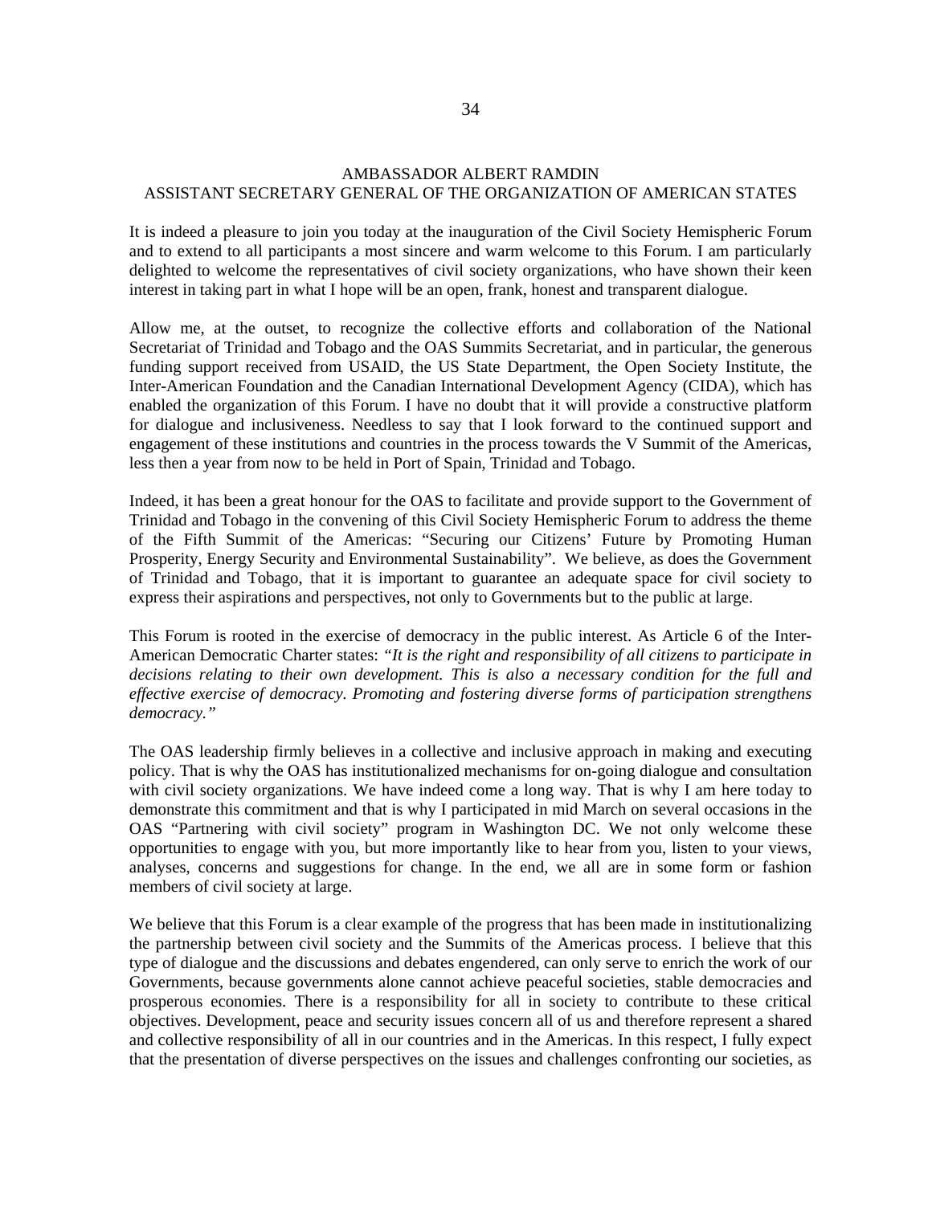## AMBASSADOR ALBERT RAMDIN
## ASSISTANT SECRETARY GENERAL OF THE ORGANIZATION OF AMERICAN STATES

It is indeed a pleasure to join you today at the inauguration of the Civil Society Hemispheric Forum and to extend to all participants a most sincere and warm welcome to this Forum. I am particularly delighted to welcome the representatives of civil society organizations, who have shown their keen interest in taking part in what I hope will be an open, frank, honest and transparent dialogue.

Allow me, at the outset, to recognize the collective efforts and collaboration of the National Secretariat of Trinidad and Tobago and the OAS Summits Secretariat, and in particular, the generous funding support received from USAID, the US State Department, the Open Society Institute, the Inter-American Foundation and the Canadian International Development Agency (CIDA), which has enabled the organization of this Forum. I have no doubt that it will provide a constructive platform for dialogue and inclusiveness. Needless to say that I look forward to the continued support and engagement of these institutions and countries in the process towards the V Summit of the Americas, less then a year from now to be held in Port of Spain, Trinidad and Tobago.

Indeed, it has been a great honour for the OAS to facilitate and provide support to the Government of Trinidad and Tobago in the convening of this Civil Society Hemispheric Forum to address the theme of the Fifth Summit of the Americas: "Securing our Citizens' Future by Promoting Human Prosperity, Energy Security and Environmental Sustainability". We believe, as does the Government of Trinidad and Tobago, that it is important to guarantee an adequate space for civil society to express their aspirations and perspectives, not only to Governments but to the public at large.

This Forum is rooted in the exercise of democracy in the public interest. As Article 6 of the Inter-American Democratic Charter states: *"It is the right and responsibility of all citizens to participate in decisions relating to their own development. This is also a necessary condition for the full and effective exercise of democracy. Promoting and fostering diverse forms of participation strengthens democracy."*

The OAS leadership firmly believes in a collective and inclusive approach in making and executing policy. That is why the OAS has institutionalized mechanisms for on-going dialogue and consultation with civil society organizations. We have indeed come a long way. That is why I am here today to demonstrate this commitment and that is why I participated in mid March on several occasions in the OAS "Partnering with civil society" program in Washington DC. We not only welcome these opportunities to engage with you, but more importantly like to hear from you, listen to your views, analyses, concerns and suggestions for change. In the end, we all are in some form or fashion members of civil society at large.

We believe that this Forum is a clear example of the progress that has been made in institutionalizing the partnership between civil society and the Summits of the Americas process. I believe that this type of dialogue and the discussions and debates engendered, can only serve to enrich the work of our Governments, because governments alone cannot achieve peaceful societies, stable democracies and prosperous economies. There is a responsibility for all in society to contribute to these critical objectives. Development, peace and security issues concern all of us and therefore represent a shared and collective responsibility of all in our countries and in the Americas. In this respect, I fully expect that the presentation of diverse perspectives on the issues and challenges confronting our societies, as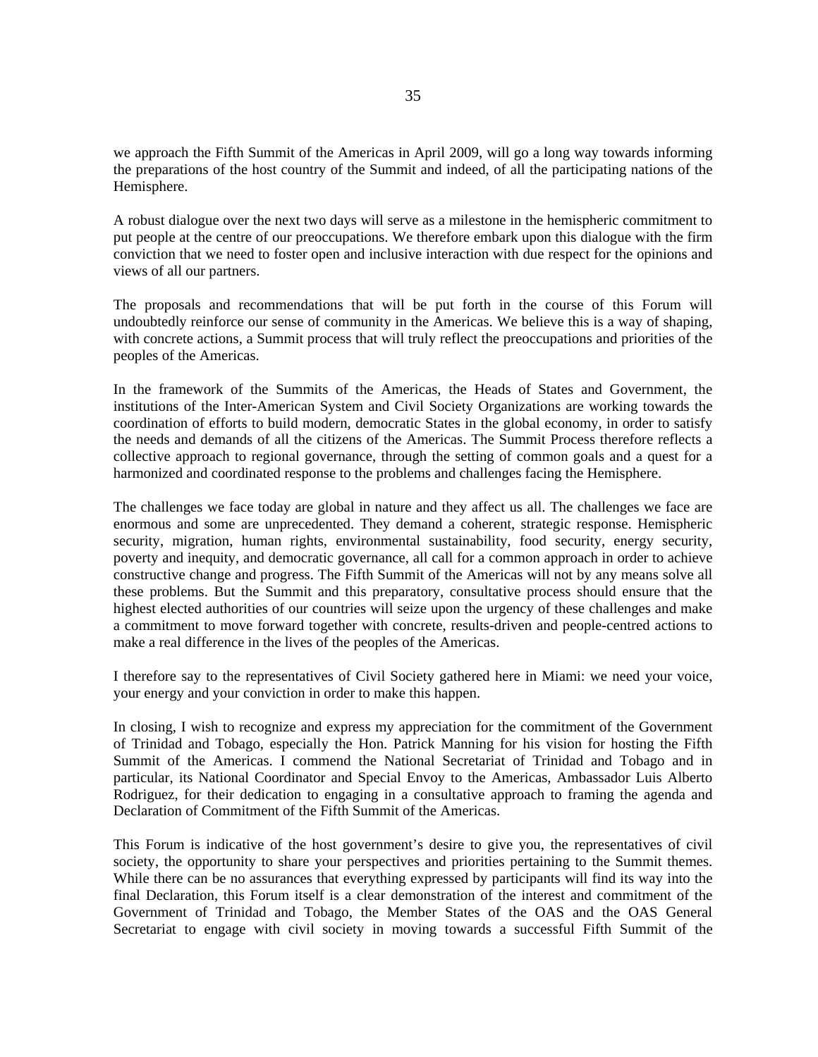we approach the Fifth Summit of the Americas in April 2009, will go a long way towards informing the preparations of the host country of the Summit and indeed, of all the participating nations of the Hemisphere.

A robust dialogue over the next two days will serve as a milestone in the hemispheric commitment to put people at the centre of our preoccupations. We therefore embark upon this dialogue with the firm conviction that we need to foster open and inclusive interaction with due respect for the opinions and views of all our partners.

The proposals and recommendations that will be put forth in the course of this Forum will undoubtedly reinforce our sense of community in the Americas. We believe this is a way of shaping, with concrete actions, a Summit process that will truly reflect the preoccupations and priorities of the peoples of the Americas.

In the framework of the Summits of the Americas, the Heads of States and Government, the institutions of the Inter-American System and Civil Society Organizations are working towards the coordination of efforts to build modern, democratic States in the global economy, in order to satisfy the needs and demands of all the citizens of the Americas. The Summit Process therefore reflects a collective approach to regional governance, through the setting of common goals and a quest for a harmonized and coordinated response to the problems and challenges facing the Hemisphere.

The challenges we face today are global in nature and they affect us all. The challenges we face are enormous and some are unprecedented. They demand a coherent, strategic response. Hemispheric security, migration, human rights, environmental sustainability, food security, energy security, poverty and inequity, and democratic governance, all call for a common approach in order to achieve constructive change and progress. The Fifth Summit of the Americas will not by any means solve all these problems. But the Summit and this preparatory, consultative process should ensure that the highest elected authorities of our countries will seize upon the urgency of these challenges and make a commitment to move forward together with concrete, results-driven and people-centred actions to make a real difference in the lives of the peoples of the Americas.

I therefore say to the representatives of Civil Society gathered here in Miami: we need your voice, your energy and your conviction in order to make this happen.

In closing, I wish to recognize and express my appreciation for the commitment of the Government of Trinidad and Tobago, especially the Hon. Patrick Manning for his vision for hosting the Fifth Summit of the Americas. I commend the National Secretariat of Trinidad and Tobago and in particular, its National Coordinator and Special Envoy to the Americas, Ambassador Luis Alberto Rodriguez, for their dedication to engaging in a consultative approach to framing the agenda and Declaration of Commitment of the Fifth Summit of the Americas.

This Forum is indicative of the host government's desire to give you, the representatives of civil society, the opportunity to share your perspectives and priorities pertaining to the Summit themes. While there can be no assurances that everything expressed by participants will find its way into the final Declaration, this Forum itself is a clear demonstration of the interest and commitment of the Government of Trinidad and Tobago, the Member States of the OAS and the OAS General Secretariat to engage with civil society in moving towards a successful Fifth Summit of the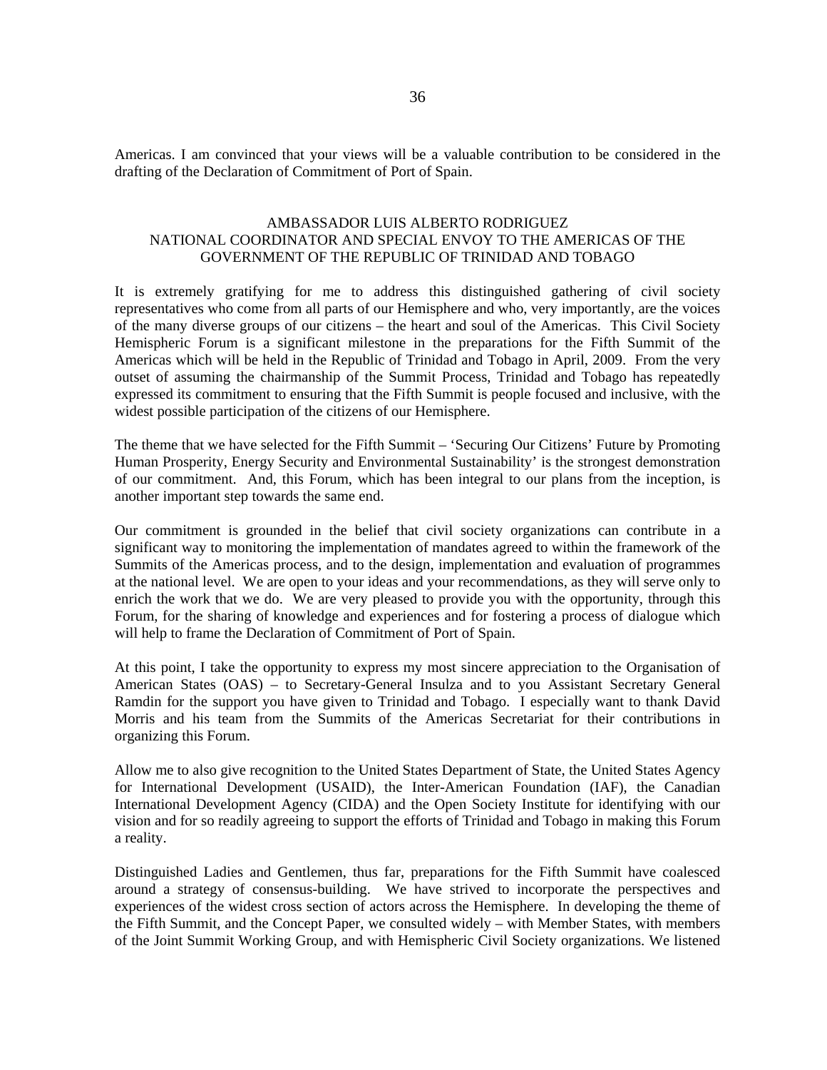Americas. I am convinced that your views will be a valuable contribution to be considered in the drafting of the Declaration of Commitment of Port of Spain.

## AMBASSADOR LUIS ALBERTO RODRIGUEZ
## NATIONAL COORDINATOR AND SPECIAL ENVOY TO THE AMERICAS OF THE GOVERNMENT OF THE REPUBLIC OF TRINIDAD AND TOBAGO

It is extremely gratifying for me to address this distinguished gathering of civil society representatives who come from all parts of our Hemisphere and who, very importantly, are the voices of the many diverse groups of our citizens – the heart and soul of the Americas. This Civil Society Hemispheric Forum is a significant milestone in the preparations for the Fifth Summit of the Americas which will be held in the Republic of Trinidad and Tobago in April, 2009. From the very outset of assuming the chairmanship of the Summit Process, Trinidad and Tobago has repeatedly expressed its commitment to ensuring that the Fifth Summit is people focused and inclusive, with the widest possible participation of the citizens of our Hemisphere.

The theme that we have selected for the Fifth Summit – 'Securing Our Citizens' Future by Promoting Human Prosperity, Energy Security and Environmental Sustainability' is the strongest demonstration of our commitment. And, this Forum, which has been integral to our plans from the inception, is another important step towards the same end.

Our commitment is grounded in the belief that civil society organizations can contribute in a significant way to monitoring the implementation of mandates agreed to within the framework of the Summits of the Americas process, and to the design, implementation and evaluation of programmes at the national level. We are open to your ideas and your recommendations, as they will serve only to enrich the work that we do. We are very pleased to provide you with the opportunity, through this Forum, for the sharing of knowledge and experiences and for fostering a process of dialogue which will help to frame the Declaration of Commitment of Port of Spain.

At this point, I take the opportunity to express my most sincere appreciation to the Organisation of American States (OAS) – to Secretary-General Insulza and to you Assistant Secretary General Ramdin for the support you have given to Trinidad and Tobago. I especially want to thank David Morris and his team from the Summits of the Americas Secretariat for their contributions in organizing this Forum.

Allow me to also give recognition to the United States Department of State, the United States Agency for International Development (USAID), the Inter-American Foundation (IAF), the Canadian International Development Agency (CIDA) and the Open Society Institute for identifying with our vision and for so readily agreeing to support the efforts of Trinidad and Tobago in making this Forum a reality.

Distinguished Ladies and Gentlemen, thus far, preparations for the Fifth Summit have coalesced around a strategy of consensus-building. We have strived to incorporate the perspectives and experiences of the widest cross section of actors across the Hemisphere. In developing the theme of the Fifth Summit, and the Concept Paper, we consulted widely – with Member States, with members of the Joint Summit Working Group, and with Hemispheric Civil Society organizations. We listened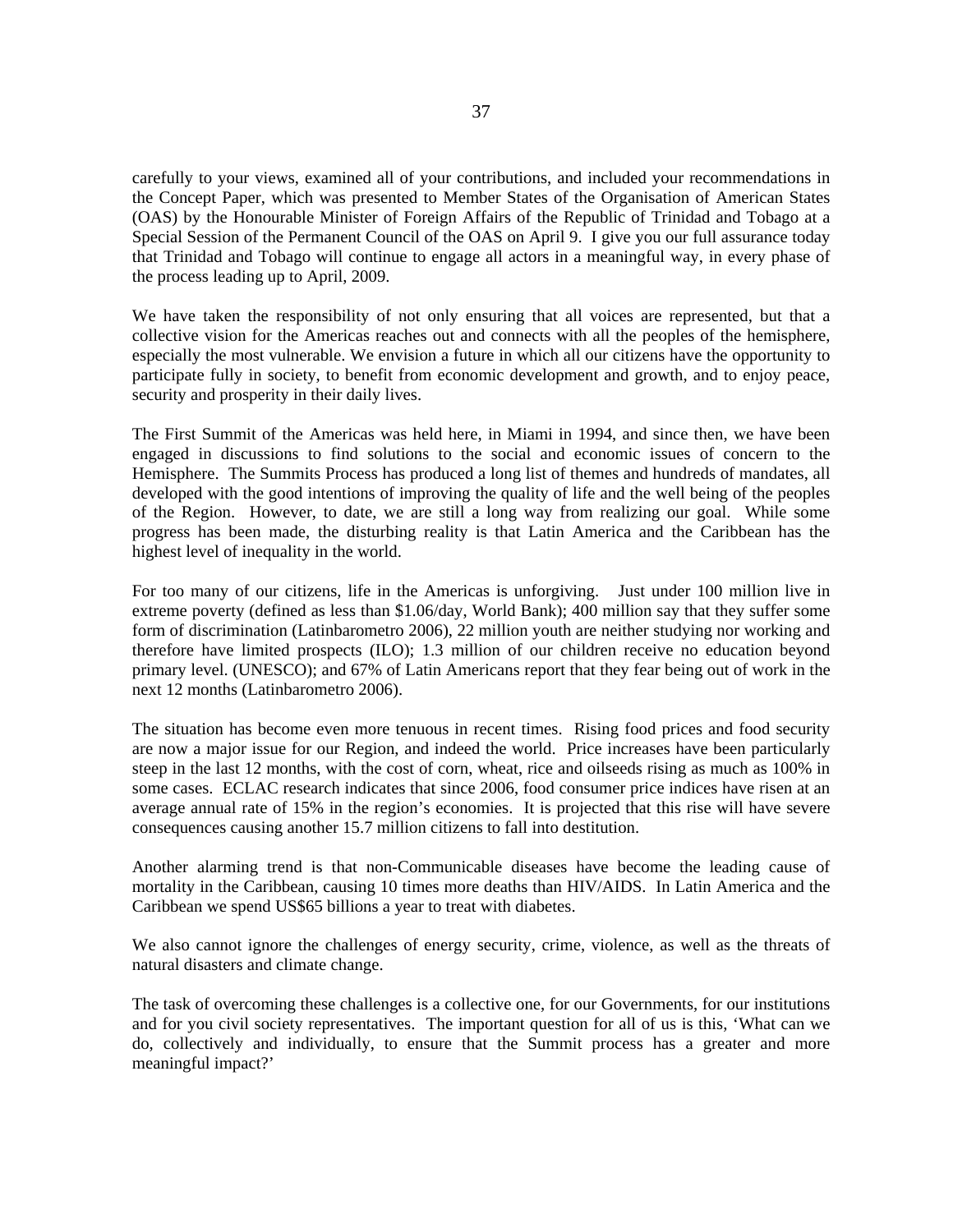carefully to your views, examined all of your contributions, and included your recommendations in the Concept Paper, which was presented to Member States of the Organisation of American States (OAS) by the Honourable Minister of Foreign Affairs of the Republic of Trinidad and Tobago at a Special Session of the Permanent Council of the OAS on April 9. I give you our full assurance today that Trinidad and Tobago will continue to engage all actors in a meaningful way, in every phase of the process leading up to April, 2009.

We have taken the responsibility of not only ensuring that all voices are represented, but that a collective vision for the Americas reaches out and connects with all the peoples of the hemisphere, especially the most vulnerable. We envision a future in which all our citizens have the opportunity to participate fully in society, to benefit from economic development and growth, and to enjoy peace, security and prosperity in their daily lives.

The First Summit of the Americas was held here, in Miami in 1994, and since then, we have been engaged in discussions to find solutions to the social and economic issues of concern to the Hemisphere. The Summits Process has produced a long list of themes and hundreds of mandates, all developed with the good intentions of improving the quality of life and the well being of the peoples of the Region. However, to date, we are still a long way from realizing our goal. While some progress has been made, the disturbing reality is that Latin America and the Caribbean has the highest level of inequality in the world.

For too many of our citizens, life in the Americas is unforgiving. Just under 100 million live in extreme poverty (defined as less than $1.06/day, World Bank); 400 million say that they suffer some form of discrimination (Latinbarometro 2006), 22 million youth are neither studying nor working and therefore have limited prospects (ILO); 1.3 million of our children receive no education beyond primary level. (UNESCO); and 67% of Latin Americans report that they fear being out of work in the next 12 months (Latinbarometro 2006).

The situation has become even more tenuous in recent times. Rising food prices and food security are now a major issue for our Region, and indeed the world. Price increases have been particularly steep in the last 12 months, with the cost of corn, wheat, rice and oilseeds rising as much as 100% in some cases. ECLAC research indicates that since 2006, food consumer price indices have risen at an average annual rate of 15% in the region's economies. It is projected that this rise will have severe consequences causing another 15.7 million citizens to fall into destitution.

Another alarming trend is that non-Communicable diseases have become the leading cause of mortality in the Caribbean, causing 10 times more deaths than HIV/AIDS. In Latin America and the Caribbean we spend US$65 billions a year to treat with diabetes.

We also cannot ignore the challenges of energy security, crime, violence, as well as the threats of natural disasters and climate change.

The task of overcoming these challenges is a collective one, for our Governments, for our institutions and for you civil society representatives. The important question for all of us is this, 'What can we do, collectively and individually, to ensure that the Summit process has a greater and more meaningful impact?'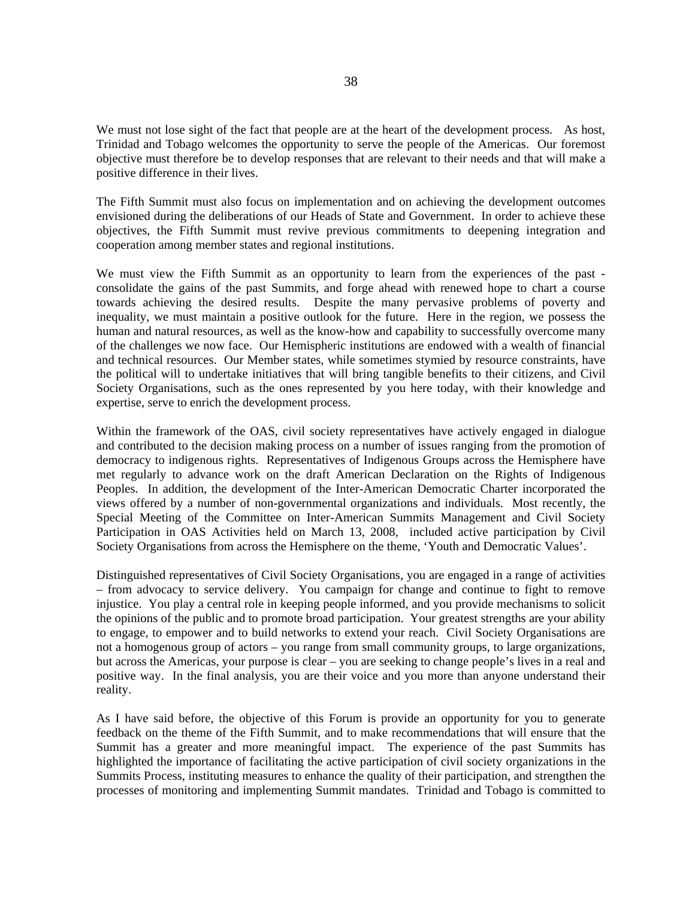We must not lose sight of the fact that people are at the heart of the development process. As host, Trinidad and Tobago welcomes the opportunity to serve the people of the Americas. Our foremost objective must therefore be to develop responses that are relevant to their needs and that will make a positive difference in their lives.

The Fifth Summit must also focus on implementation and on achieving the development outcomes envisioned during the deliberations of our Heads of State and Government. In order to achieve these objectives, the Fifth Summit must revive previous commitments to deepening integration and cooperation among member states and regional institutions.

We must view the Fifth Summit as an opportunity to learn from the experiences of the past - consolidate the gains of the past Summits, and forge ahead with renewed hope to chart a course towards achieving the desired results. Despite the many pervasive problems of poverty and inequality, we must maintain a positive outlook for the future. Here in the region, we possess the human and natural resources, as well as the know-how and capability to successfully overcome many of the challenges we now face. Our Hemispheric institutions are endowed with a wealth of financial and technical resources. Our Member states, while sometimes stymied by resource constraints, have the political will to undertake initiatives that will bring tangible benefits to their citizens, and Civil Society Organisations, such as the ones represented by you here today, with their knowledge and expertise, serve to enrich the development process.

Within the framework of the OAS, civil society representatives have actively engaged in dialogue and contributed to the decision making process on a number of issues ranging from the promotion of democracy to indigenous rights. Representatives of Indigenous Groups across the Hemisphere have met regularly to advance work on the draft American Declaration on the Rights of Indigenous Peoples. In addition, the development of the Inter-American Democratic Charter incorporated the views offered by a number of non-governmental organizations and individuals. Most recently, the Special Meeting of the Committee on Inter-American Summits Management and Civil Society Participation in OAS Activities held on March 13, 2008, included active participation by Civil Society Organisations from across the Hemisphere on the theme, 'Youth and Democratic Values'.

Distinguished representatives of Civil Society Organisations, you are engaged in a range of activities – from advocacy to service delivery. You campaign for change and continue to fight to remove injustice. You play a central role in keeping people informed, and you provide mechanisms to solicit the opinions of the public and to promote broad participation. Your greatest strengths are your ability to engage, to empower and to build networks to extend your reach. Civil Society Organisations are not a homogenous group of actors – you range from small community groups, to large organizations, but across the Americas, your purpose is clear – you are seeking to change people's lives in a real and positive way. In the final analysis, you are their voice and you more than anyone understand their reality.

As I have said before, the objective of this Forum is provide an opportunity for you to generate feedback on the theme of the Fifth Summit, and to make recommendations that will ensure that the Summit has a greater and more meaningful impact. The experience of the past Summits has highlighted the importance of facilitating the active participation of civil society organizations in the Summits Process, instituting measures to enhance the quality of their participation, and strengthen the processes of monitoring and implementing Summit mandates. Trinidad and Tobago is committed to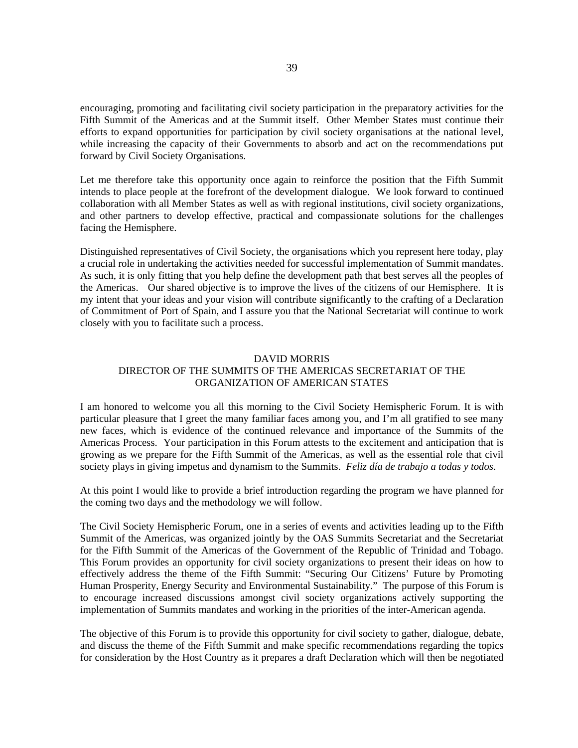encouraging, promoting and facilitating civil society participation in the preparatory activities for the Fifth Summit of the Americas and at the Summit itself. Other Member States must continue their efforts to expand opportunities for participation by civil society organisations at the national level, while increasing the capacity of their Governments to absorb and act on the recommendations put forward by Civil Society Organisations.

Let me therefore take this opportunity once again to reinforce the position that the Fifth Summit intends to place people at the forefront of the development dialogue. We look forward to continued collaboration with all Member States as well as with regional institutions, civil society organizations, and other partners to develop effective, practical and compassionate solutions for the challenges facing the Hemisphere.

Distinguished representatives of Civil Society, the organisations which you represent here today, play a crucial role in undertaking the activities needed for successful implementation of Summit mandates. As such, it is only fitting that you help define the development path that best serves all the peoples of the Americas. Our shared objective is to improve the lives of the citizens of our Hemisphere. It is my intent that your ideas and your vision will contribute significantly to the crafting of a Declaration of Commitment of Port of Spain, and I assure you that the National Secretariat will continue to work closely with you to facilitate such a process.

## DAVID MORRIS
## DIRECTOR OF THE SUMMITS OF THE AMERICAS SECRETARIAT OF THE ORGANIZATION OF AMERICAN STATES

I am honored to welcome you all this morning to the Civil Society Hemispheric Forum. It is with particular pleasure that I greet the many familiar faces among you, and I'm all gratified to see many new faces, which is evidence of the continued relevance and importance of the Summits of the Americas Process. Your participation in this Forum attests to the excitement and anticipation that is growing as we prepare for the Fifth Summit of the Americas, as well as the essential role that civil society plays in giving impetus and dynamism to the Summits. *Feliz día de trabajo a todas y todos*.

At this point I would like to provide a brief introduction regarding the program we have planned for the coming two days and the methodology we will follow.

The Civil Society Hemispheric Forum, one in a series of events and activities leading up to the Fifth Summit of the Americas, was organized jointly by the OAS Summits Secretariat and the Secretariat for the Fifth Summit of the Americas of the Government of the Republic of Trinidad and Tobago. This Forum provides an opportunity for civil society organizations to present their ideas on how to effectively address the theme of the Fifth Summit: "Securing Our Citizens' Future by Promoting Human Prosperity, Energy Security and Environmental Sustainability." The purpose of this Forum is to encourage increased discussions amongst civil society organizations actively supporting the implementation of Summits mandates and working in the priorities of the inter-American agenda.

The objective of this Forum is to provide this opportunity for civil society to gather, dialogue, debate, and discuss the theme of the Fifth Summit and make specific recommendations regarding the topics for consideration by the Host Country as it prepares a draft Declaration which will then be negotiated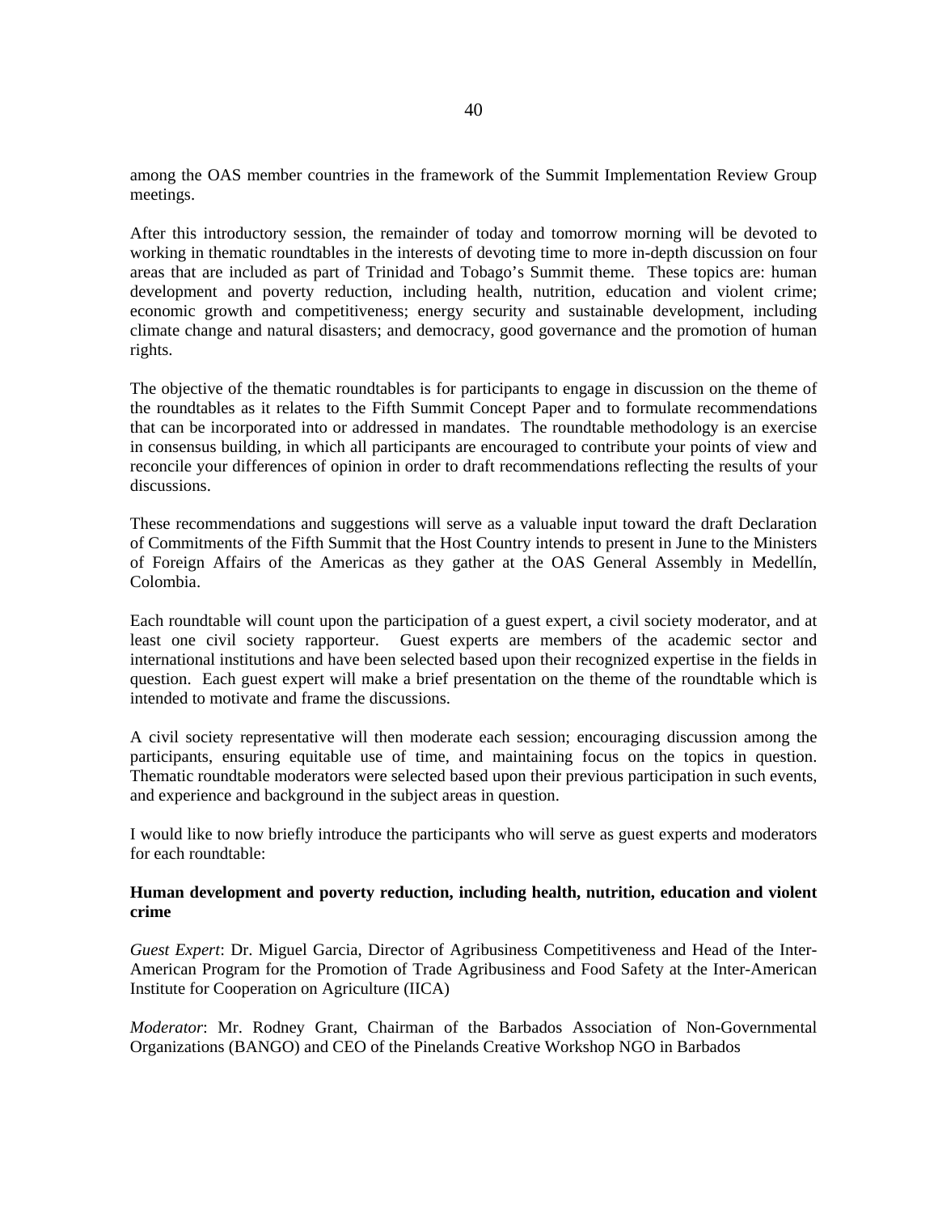among the OAS member countries in the framework of the Summit Implementation Review Group meetings.

After this introductory session, the remainder of today and tomorrow morning will be devoted to working in thematic roundtables in the interests of devoting time to more in-depth discussion on four areas that are included as part of Trinidad and Tobago's Summit theme. These topics are: human development and poverty reduction, including health, nutrition, education and violent crime; economic growth and competitiveness; energy security and sustainable development, including climate change and natural disasters; and democracy, good governance and the promotion of human rights.

The objective of the thematic roundtables is for participants to engage in discussion on the theme of the roundtables as it relates to the Fifth Summit Concept Paper and to formulate recommendations that can be incorporated into or addressed in mandates. The roundtable methodology is an exercise in consensus building, in which all participants are encouraged to contribute your points of view and reconcile your differences of opinion in order to draft recommendations reflecting the results of your discussions.

These recommendations and suggestions will serve as a valuable input toward the draft Declaration of Commitments of the Fifth Summit that the Host Country intends to present in June to the Ministers of Foreign Affairs of the Americas as they gather at the OAS General Assembly in Medellín, Colombia.

Each roundtable will count upon the participation of a guest expert, a civil society moderator, and at least one civil society rapporteur. Guest experts are members of the academic sector and international institutions and have been selected based upon their recognized expertise in the fields in question. Each guest expert will make a brief presentation on the theme of the roundtable which is intended to motivate and frame the discussions.

A civil society representative will then moderate each session; encouraging discussion among the participants, ensuring equitable use of time, and maintaining focus on the topics in question. Thematic roundtable moderators were selected based upon their previous participation in such events, and experience and background in the subject areas in question.

I would like to now briefly introduce the participants who will serve as guest experts and moderators for each roundtable:

**Human development and poverty reduction, including health, nutrition, education and violent crime**

*Guest Expert*: Dr. Miguel Garcia, Director of Agribusiness Competitiveness and Head of the Inter-American Program for the Promotion of Trade Agribusiness and Food Safety at the Inter-American Institute for Cooperation on Agriculture (IICA)

*Moderator*: Mr. Rodney Grant, Chairman of the Barbados Association of Non-Governmental Organizations (BANGO) and CEO of the Pinelands Creative Workshop NGO in Barbados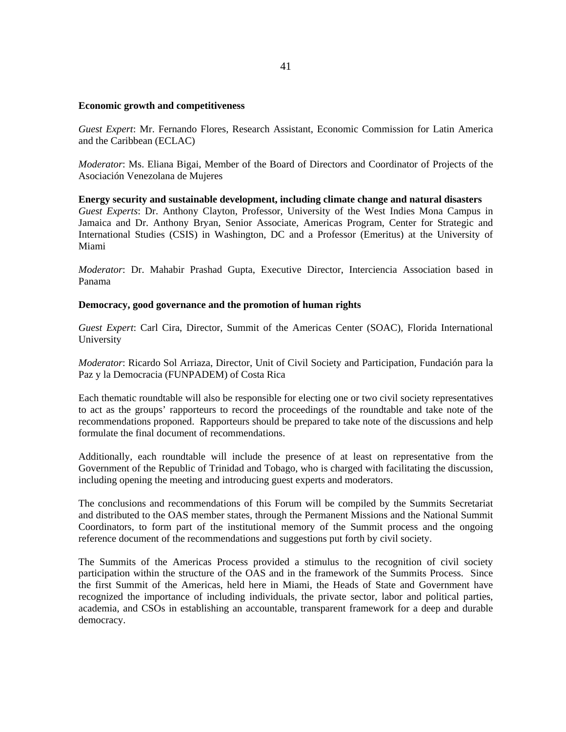**Economic growth and competitiveness**

*Guest Expert*: Mr. Fernando Flores, Research Assistant, Economic Commission for Latin America and the Caribbean (ECLAC)

*Moderator*: Ms. Eliana Bigai, Member of the Board of Directors and Coordinator of Projects of the Asociación Venezolana de Mujeres

**Energy security and sustainable development, including climate change and natural disasters**

*Guest Experts*: Dr. Anthony Clayton, Professor, University of the West Indies Mona Campus in Jamaica and Dr. Anthony Bryan, Senior Associate, Americas Program, Center for Strategic and International Studies (CSIS) in Washington, DC and a Professor (Emeritus) at the University of Miami

*Moderator*: Dr. Mahabir Prashad Gupta, Executive Director, Interciencia Association based in Panama

**Democracy, good governance and the promotion of human rights**

*Guest Expert*: Carl Cira, Director, Summit of the Americas Center (SOAC), Florida International University

*Moderator*: Ricardo Sol Arriaza, Director, Unit of Civil Society and Participation, Fundación para la Paz y la Democracia (FUNPADEM) of Costa Rica

Each thematic roundtable will also be responsible for electing one or two civil society representatives to act as the groups' rapporteurs to record the proceedings of the roundtable and take note of the recommendations proponed. Rapporteurs should be prepared to take note of the discussions and help formulate the final document of recommendations.

Additionally, each roundtable will include the presence of at least on representative from the Government of the Republic of Trinidad and Tobago, who is charged with facilitating the discussion, including opening the meeting and introducing guest experts and moderators.

The conclusions and recommendations of this Forum will be compiled by the Summits Secretariat and distributed to the OAS member states, through the Permanent Missions and the National Summit Coordinators, to form part of the institutional memory of the Summit process and the ongoing reference document of the recommendations and suggestions put forth by civil society.

The Summits of the Americas Process provided a stimulus to the recognition of civil society participation within the structure of the OAS and in the framework of the Summits Process. Since the first Summit of the Americas, held here in Miami, the Heads of State and Government have recognized the importance of including individuals, the private sector, labor and political parties, academia, and CSOs in establishing an accountable, transparent framework for a deep and durable democracy.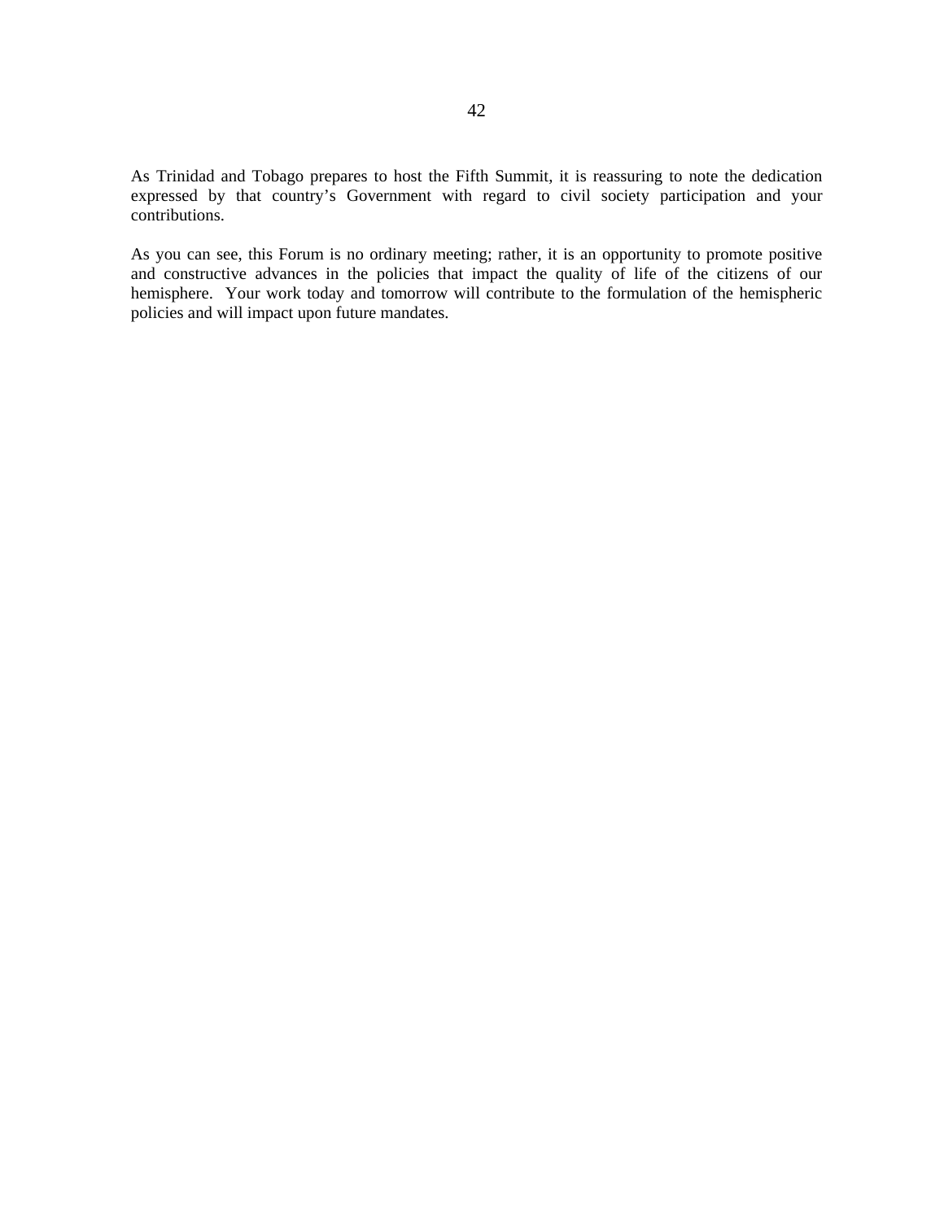As Trinidad and Tobago prepares to host the Fifth Summit, it is reassuring to note the dedication expressed by that country's Government with regard to civil society participation and your contributions.

As you can see, this Forum is no ordinary meeting; rather, it is an opportunity to promote positive and constructive advances in the policies that impact the quality of life of the citizens of our hemisphere. Your work today and tomorrow will contribute to the formulation of the hemispheric policies and will impact upon future mandates.